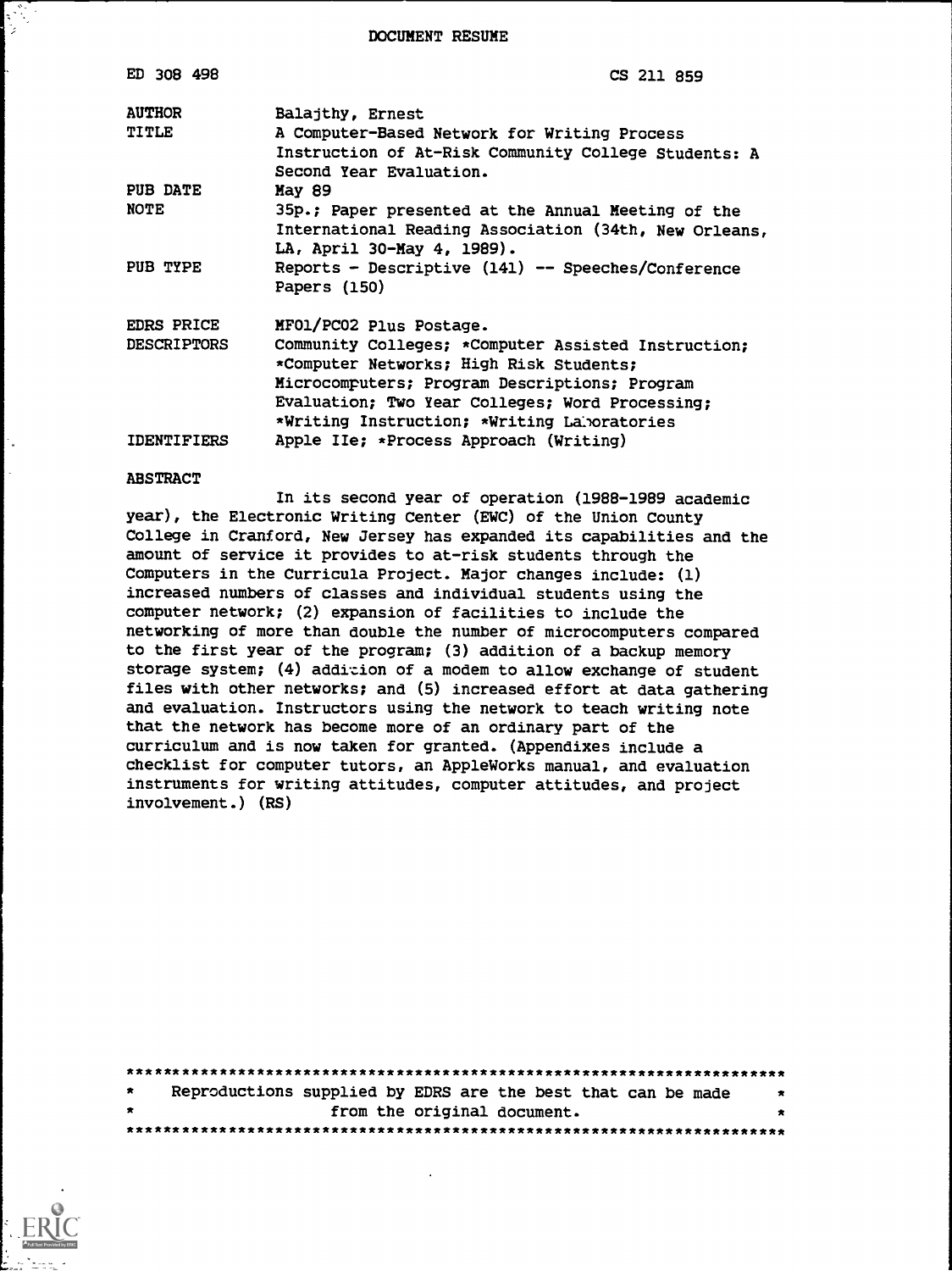DOCUMENT RESUME

| | |
|---|---|
| ED 308 498 | CS 211 859 |
| AUTHOR | Balajthy, Ernest |
| TITLE | A Computer-Based Network for Writing Process Instruction of At-Risk Community College Students: A Second Year Evaluation. |
| PUB DATE | May 89 |
| NOTE | 35p.; Paper presented at the Annual Meeting of the International Reading Association (34th, New Orleans, LA, April 30-May 4, 1989). |
| PUB TYPE | Reports - Descriptive (141) -- Speeches/Conference Papers (150) |
| EDRS PRICE | MF01/PC02 Plus Postage. |
| DESCRIPTORS | Community Colleges; *Computer Assisted Instruction; *Computer Networks; High Risk Students; Microcomputers; Program Descriptions; Program Evaluation; Two Year Colleges; Word Processing; *Writing Instruction; *Writing Laboratories |
| IDENTIFIERS | Apple IIe; *Process Approach (Writing) |

ABSTRACT

In its second year of operation (1988-1989 academic year), the Electronic Writing Center (EWC) of the Union County College in Cranford, New Jersey has expanded its capabilities and the amount of service it provides to at-risk students through the Computers in the Curricula Project. Major changes include: (1) increased numbers of classes and individual students using the computer network; (2) expansion of facilities to include the networking of more than double the number of microcomputers compared to the first year of the program; (3) addition of a backup memory storage system; (4) addition of a modem to allow exchange of student files with other networks; and (5) increased effort at data gathering and evaluation. Instructors using the network to teach writing note that the network has become more of an ordinary part of the curriculum and is now taken for granted. (Appendixes include a checklist for computer tutors, an AppleWorks manual, and evaluation instruments for writing attitudes, computer attitudes, and project involvement.) (RS)

Reproductions supplied by EDRS are the best that can be made from the original document.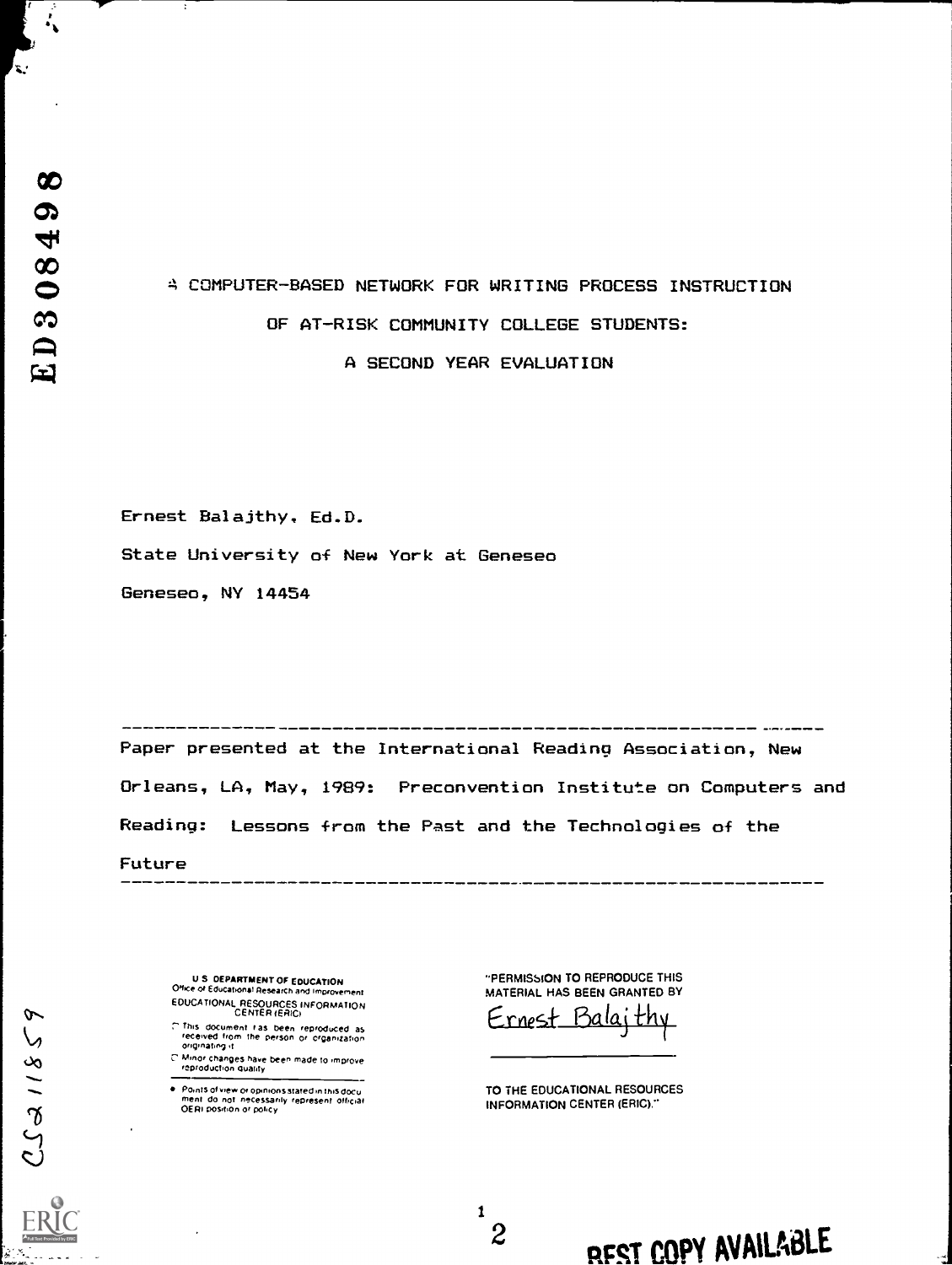# A COMPUTER-BASED NETWORK FOR WRITING PROCESS INSTRUCTION OF AT-RISK COMMUNITY COLLEGE STUDENTS: A SECOND YEAR EVALUATION

Ernest Balajthy, Ed.D.

State University of New York at Geneseo

Geneseo, NY 14454

---

Paper presented at the International Reading Association, New Orleans, LA, May, 1989: Preconvention Institute on Computers and Reading: Lessons from the Past and the Technologies of the Future

---

U.S. DEPARTMENT OF EDUCATION
Office of Educational Research and Improvement
EDUCATIONAL RESOURCES INFORMATION CENTER (ERIC)

- This document has been reproduced as received from the person or organization originating it
- Minor changes have been made to improve reproduction quality

- Points of view or opinions stated in this document do not necessarily represent official OERI position or policy

"PERMISSION TO REPRODUCE THIS MATERIAL HAS BEEN GRANTED BY

Ernest Balajthy

TO THE EDUCATIONAL RESOURCES INFORMATION CENTER (ERIC)."

BEST COPY AVAILABLE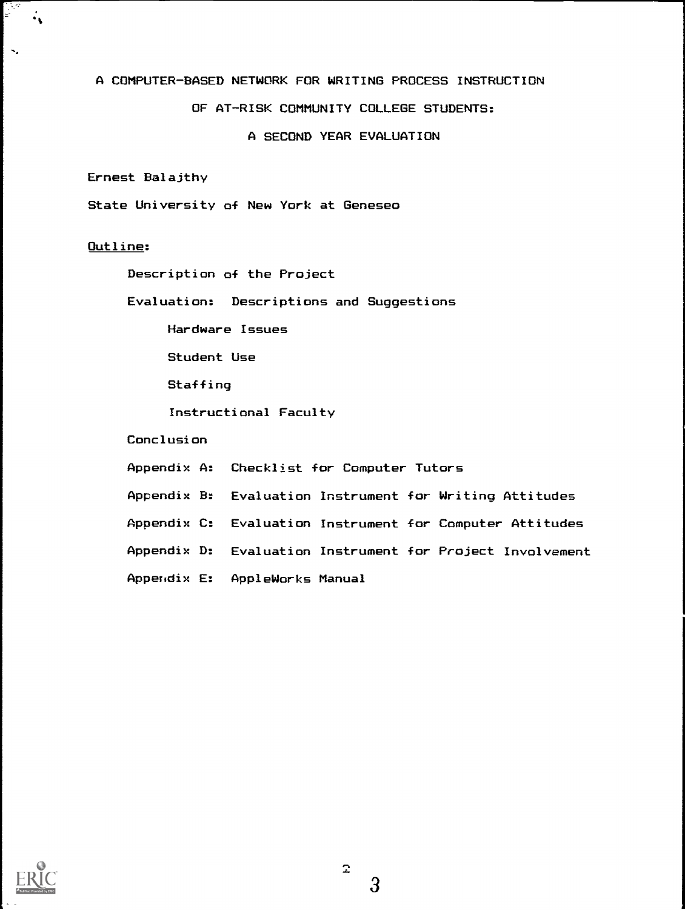# A COMPUTER-BASED NETWORK FOR WRITING PROCESS INSTRUCTION OF AT-RISK COMMUNITY COLLEGE STUDENTS: A SECOND YEAR EVALUATION

Ernest Balajthy

State University of New York at Geneseo

Outline:

- Description of the Project
- Evaluation: Descriptions and Suggestions
  - Hardware Issues
  - Student Use
  - Staffing
  - Instructional Faculty
- Conclusion
- Appendix A: Checklist for Computer Tutors
- Appendix B: Evaluation Instrument for Writing Attitudes
- Appendix C: Evaluation Instrument for Computer Attitudes
- Appendix D: Evaluation Instrument for Project Involvement
- Appendix E: AppleWorks Manual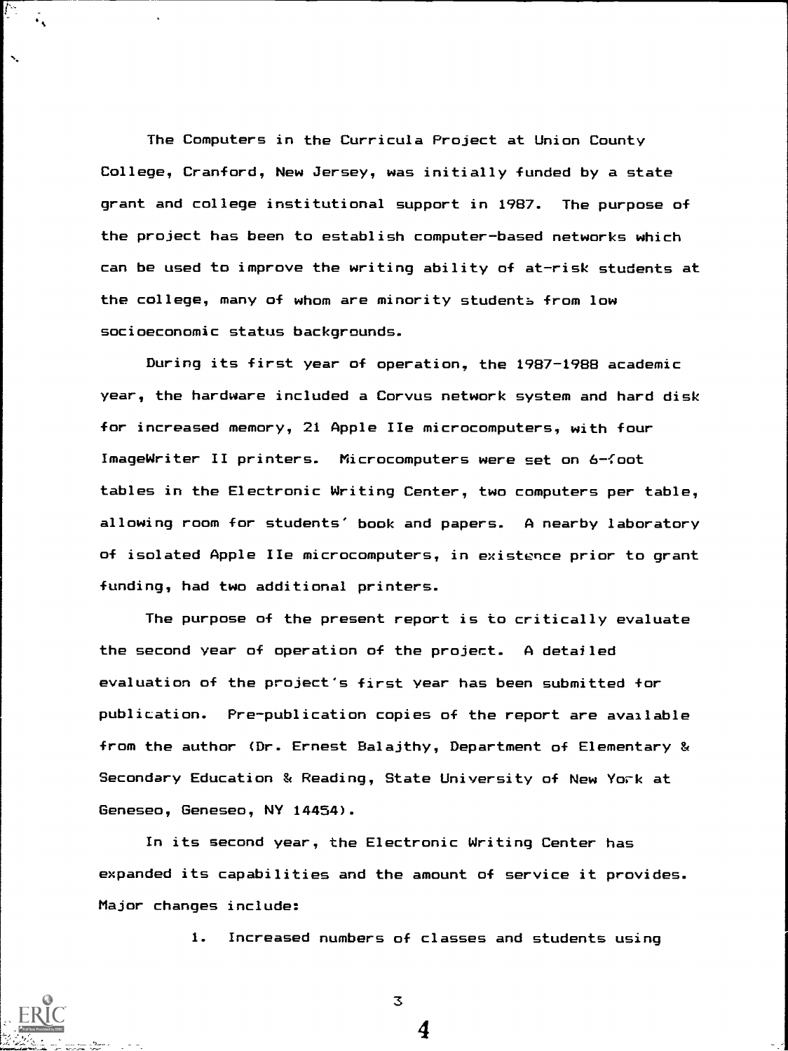The Computers in the Curricula Project at Union County College, Cranford, New Jersey, was initially funded by a state grant and college institutional support in 1987. The purpose of the project has been to establish computer-based networks which can be used to improve the writing ability of at-risk students at the college, many of whom are minority students from low socioeconomic status backgrounds.

During its first year of operation, the 1987-1988 academic year, the hardware included a Corvus network system and hard disk for increased memory, 21 Apple IIe microcomputers, with four ImageWriter II printers. Microcomputers were set on 6-foot tables in the Electronic Writing Center, two computers per table, allowing room for students' book and papers. A nearby laboratory of isolated Apple IIe microcomputers, in existence prior to grant funding, had two additional printers.

The purpose of the present report is to critically evaluate the second year of operation of the project. A detailed evaluation of the project's first year has been submitted for publication. Pre-publication copies of the report are available from the author (Dr. Ernest Balajthy, Department of Elementary & Secondary Education & Reading, State University of New York at Geneseo, Geneseo, NY 14454).

In its second year, the Electronic Writing Center has expanded its capabilities and the amount of service it provides. Major changes include:

1. Increased numbers of classes and students using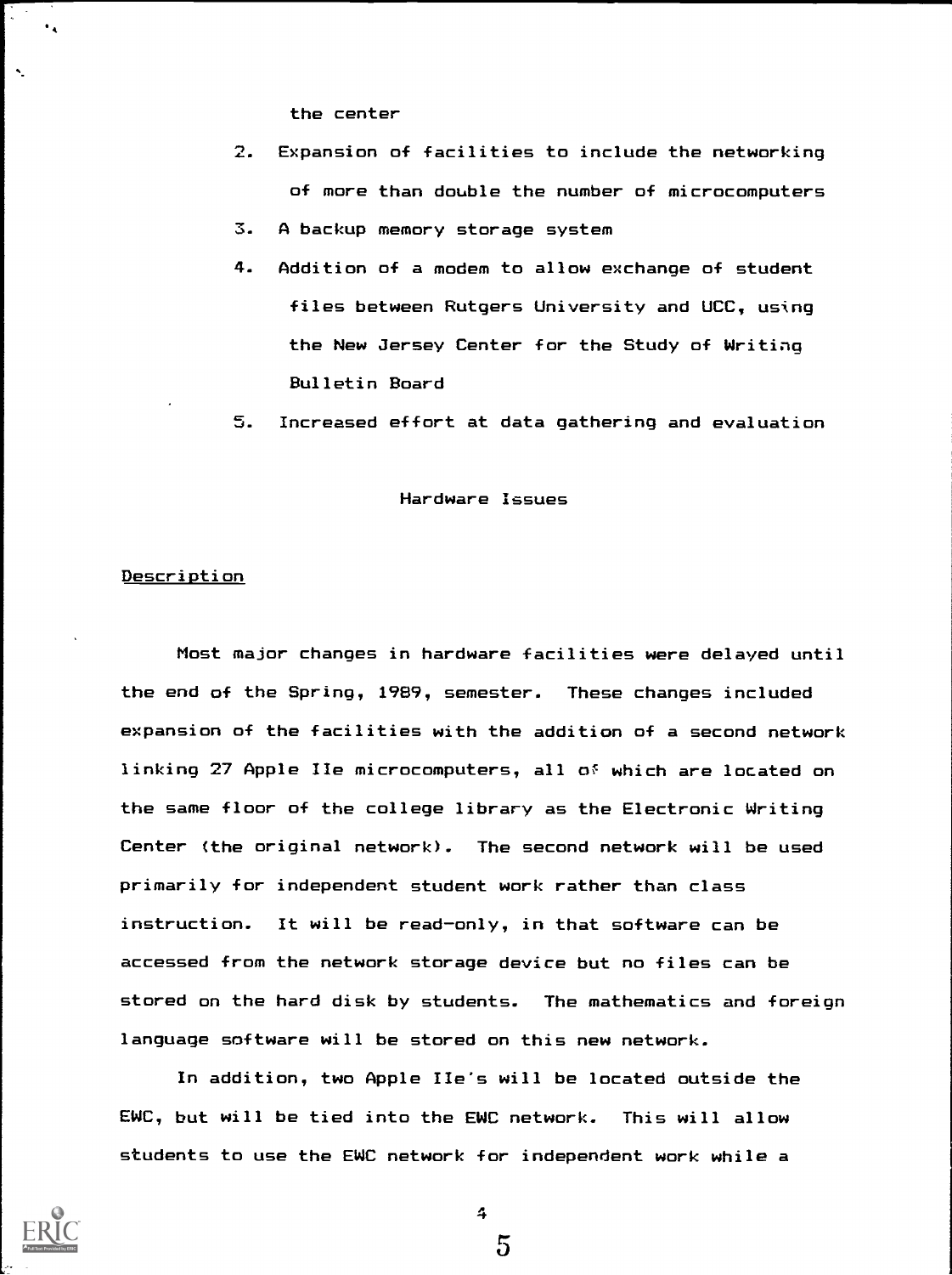the center

2. Expansion of facilities to include the networking of more than double the number of microcomputers
3. A backup memory storage system
4. Addition of a modem to allow exchange of student files between Rutgers University and UCC, using the New Jersey Center for the Study of Writing Bulletin Board
5. Increased effort at data gathering and evaluation

## Hardware Issues

### Description

Most major changes in hardware facilities were delayed until the end of the Spring, 1989, semester. These changes included expansion of the facilities with the addition of a second network linking 27 Apple IIe microcomputers, all of which are located on the same floor of the college library as the Electronic Writing Center (the original network). The second network will be used primarily for independent student work rather than class instruction. It will be read-only, in that software can be accessed from the network storage device but no files can be stored on the hard disk by students. The mathematics and foreign language software will be stored on this new network.

In addition, two Apple IIe's will be located outside the EWC, but will be tied into the EWC network. This will allow students to use the EWC network for independent work while a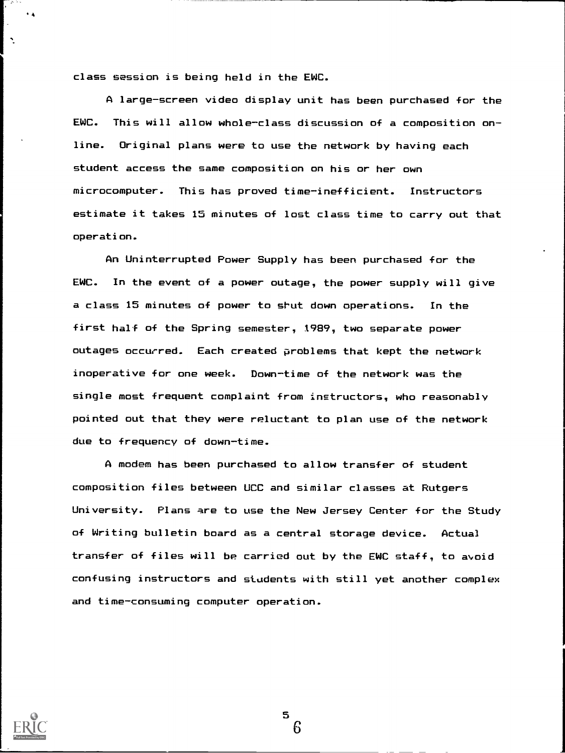class session is being held in the EWC.

A large-screen video display unit has been purchased for the EWC. This will allow whole-class discussion of a composition on-line. Original plans were to use the network by having each student access the same composition on his or her own microcomputer. This has proved time-inefficient. Instructors estimate it takes 15 minutes of lost class time to carry out that operation.

An Uninterrupted Power Supply has been purchased for the EWC. In the event of a power outage, the power supply will give a class 15 minutes of power to shut down operations. In the first half of the Spring semester, 1989, two separate power outages occurred. Each created problems that kept the network inoperative for one week. Down-time of the network was the single most frequent complaint from instructors, who reasonably pointed out that they were reluctant to plan use of the network due to frequency of down-time.

A modem has been purchased to allow transfer of student composition files between UCC and similar classes at Rutgers University. Plans are to use the New Jersey Center for the Study of Writing bulletin board as a central storage device. Actual transfer of files will be carried out by the EWC staff, to avoid confusing instructors and students with still yet another complex and time-consuming computer operation.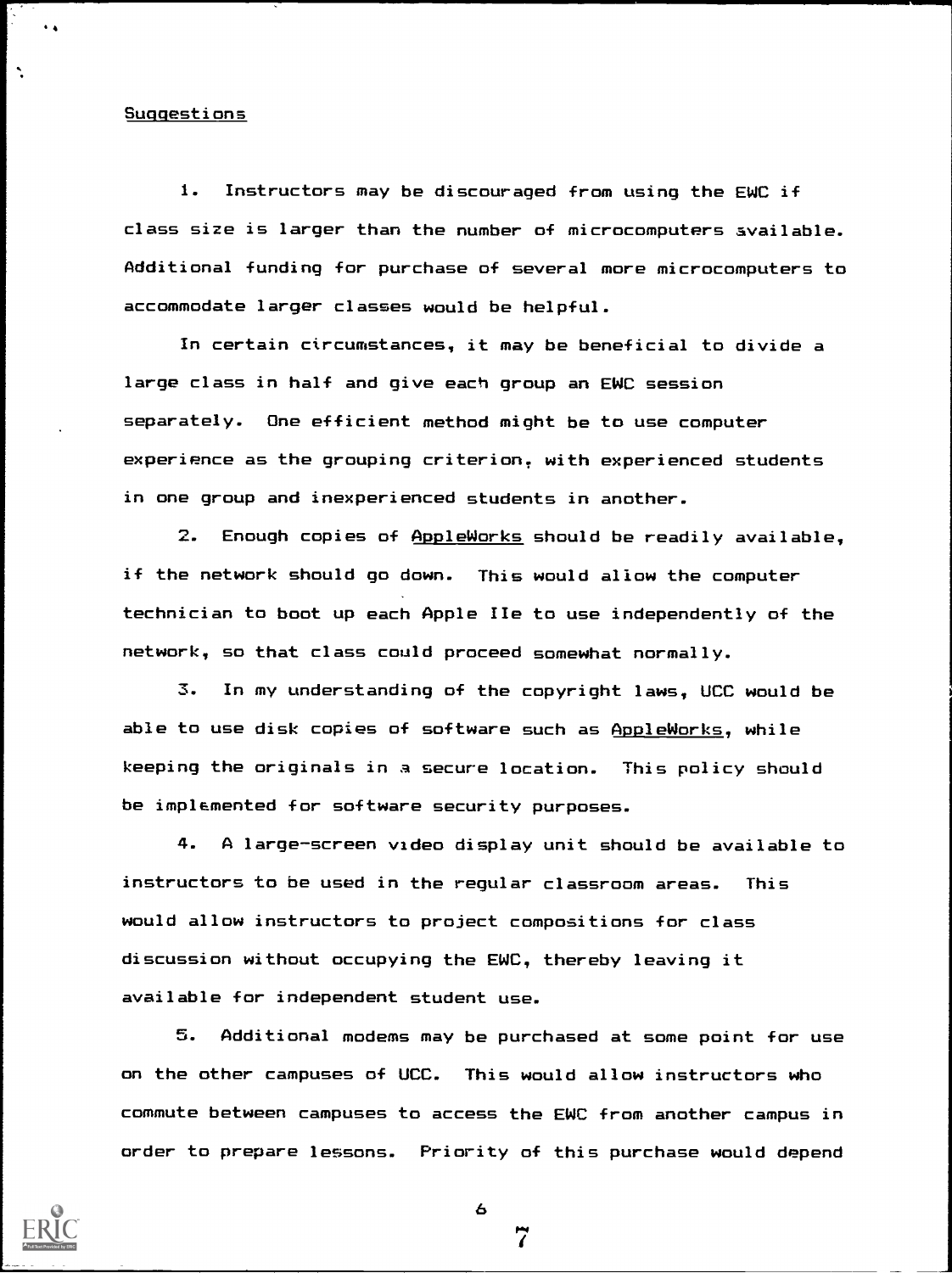Suggestions

1. Instructors may be discouraged from using the EWC if class size is larger than the number of microcomputers available. Additional funding for purchase of several more microcomputers to accommodate larger classes would be helpful.

In certain circumstances, it may be beneficial to divide a large class in half and give each group an EWC session separately. One efficient method might be to use computer experience as the grouping criterion, with experienced students in one group and inexperienced students in another.

2. Enough copies of AppleWorks should be readily available, if the network should go down. This would allow the computer technician to boot up each Apple IIe to use independently of the network, so that class could proceed somewhat normally.

3. In my understanding of the copyright laws, UCC would be able to use disk copies of software such as AppleWorks, while keeping the originals in a secure location. This policy should be implemented for software security purposes.

4. A large-screen video display unit should be available to instructors to be used in the regular classroom areas. This would allow instructors to project compositions for class discussion without occupying the EWC, thereby leaving it available for independent student use.

5. Additional modems may be purchased at some point for use on the other campuses of UCC. This would allow instructors who commute between campuses to access the EWC from another campus in order to prepare lessons. Priority of this purchase would depend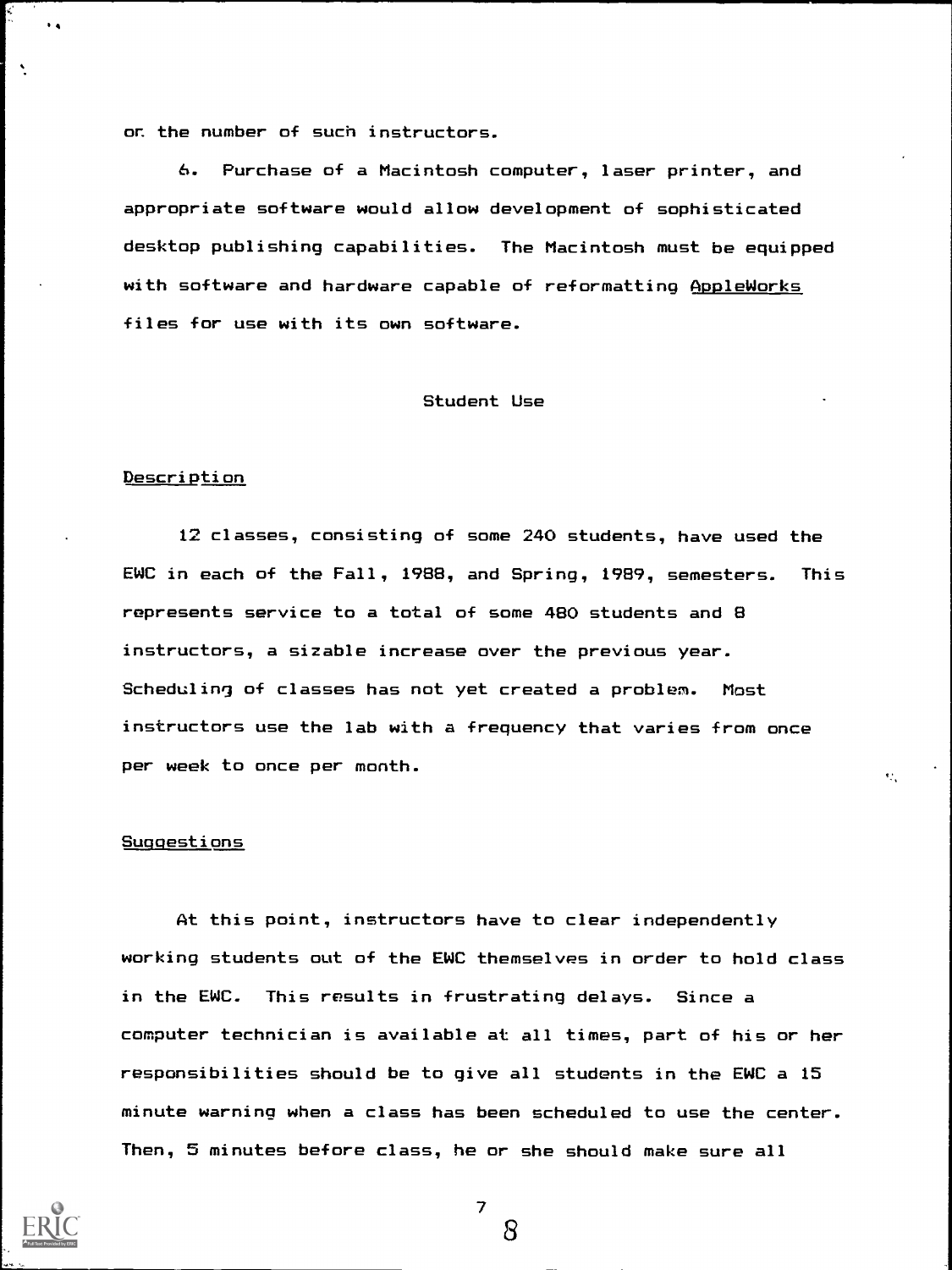or the number of such instructors.

6. Purchase of a Macintosh computer, laser printer, and appropriate software would allow development of sophisticated desktop publishing capabilities. The Macintosh must be equipped with software and hardware capable of reformatting AppleWorks files for use with its own software.

## Student Use

### Description

12 classes, consisting of some 240 students, have used the EWC in each of the Fall, 1988, and Spring, 1989, semesters. This represents service to a total of some 480 students and 8 instructors, a sizable increase over the previous year. Scheduling of classes has not yet created a problem. Most instructors use the lab with a frequency that varies from once per week to once per month.

### Suggestions

At this point, instructors have to clear independently working students out of the EWC themselves in order to hold class in the EWC. This results in frustrating delays. Since a computer technician is available at all times, part of his or her responsibilities should be to give all students in the EWC a 15 minute warning when a class has been scheduled to use the center. Then, 5 minutes before class, he or she should make sure all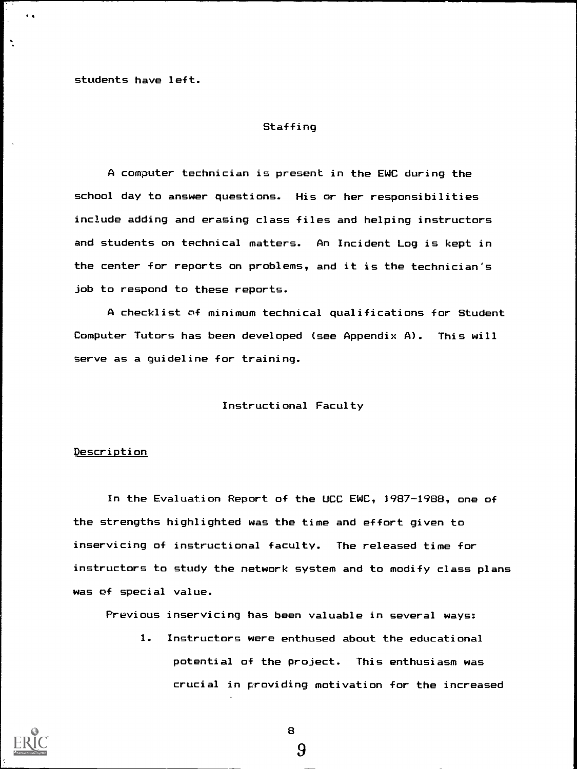students have left.

## Staffing

A computer technician is present in the EWC during the school day to answer questions. His or her responsibilities include adding and erasing class files and helping instructors and students on technical matters. An Incident Log is kept in the center for reports on problems, and it is the technician's job to respond to these reports.

A checklist of minimum technical qualifications for Student Computer Tutors has been developed (see Appendix A). This will serve as a guideline for training.

## Instructional Faculty

### Description

In the Evaluation Report of the UCC EWC, 1987-1988, one of the strengths highlighted was the time and effort given to inservicing of instructional faculty. The released time for instructors to study the network system and to modify class plans was of special value.

Previous inservicing has been valuable in several ways:

1. Instructors were enthused about the educational potential of the project. This enthusiasm was crucial in providing motivation for the increased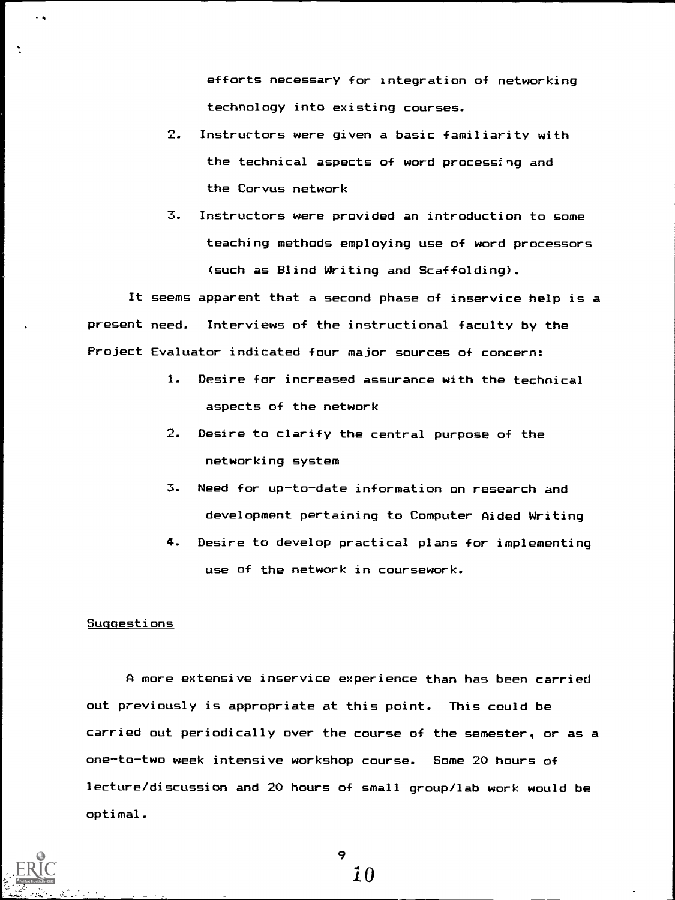efforts necessary for integration of networking technology into existing courses.

2. Instructors were given a basic familiarity with the technical aspects of word processing and the Corvus network

3. Instructors were provided an introduction to some teaching methods employing use of word processors (such as Blind Writing and Scaffolding).

It seems apparent that a second phase of inservice help is a present need. Interviews of the instructional faculty by the Project Evaluator indicated four major sources of concern:

1. Desire for increased assurance with the technical aspects of the network
2. Desire to clarify the central purpose of the networking system
3. Need for up-to-date information on research and development pertaining to Computer Aided Writing
4. Desire to develop practical plans for implementing use of the network in coursework.

Suggestions

A more extensive inservice experience than has been carried out previously is appropriate at this point. This could be carried out periodically over the course of the semester, or as a one-to-two week intensive workshop course. Some 20 hours of lecture/discussion and 20 hours of small group/lab work would be optimal.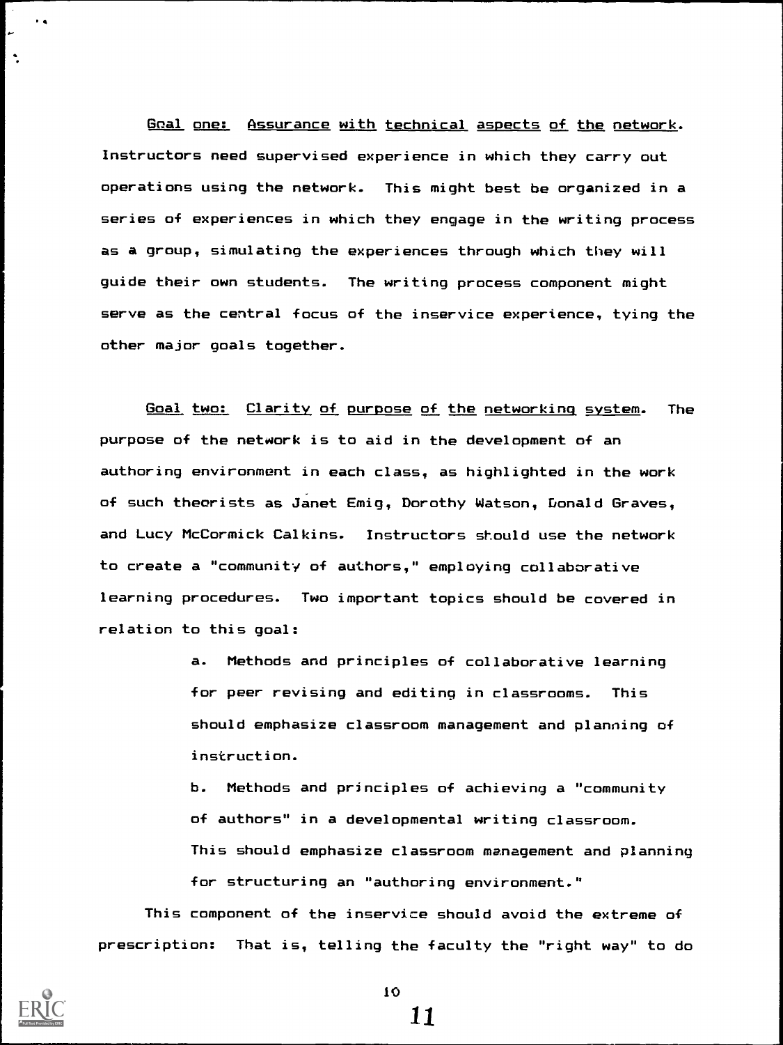Goal one: Assurance with technical aspects of the network. Instructors need supervised experience in which they carry out operations using the network. This might best be organized in a series of experiences in which they engage in the writing process as a group, simulating the experiences through which they will guide their own students. The writing process component might serve as the central focus of the inservice experience, tying the other major goals together.

Goal two: Clarity of purpose of the networking system. The purpose of the network is to aid in the development of an authoring environment in each class, as highlighted in the work of such theorists as Janet Emig, Dorothy Watson, Donald Graves, and Lucy McCormick Calkins. Instructors should use the network to create a "community of authors," employing collaborative learning procedures. Two important topics should be covered in relation to this goal:

> a. Methods and principles of collaborative learning for peer revising and editing in classrooms. This should emphasize classroom management and planning of instruction.
>
> b. Methods and principles of achieving a "community of authors" in a developmental writing classroom. This should emphasize classroom management and planning for structuring an "authoring environment."

This component of the inservice should avoid the extreme of prescription: That is, telling the faculty the "right way" to do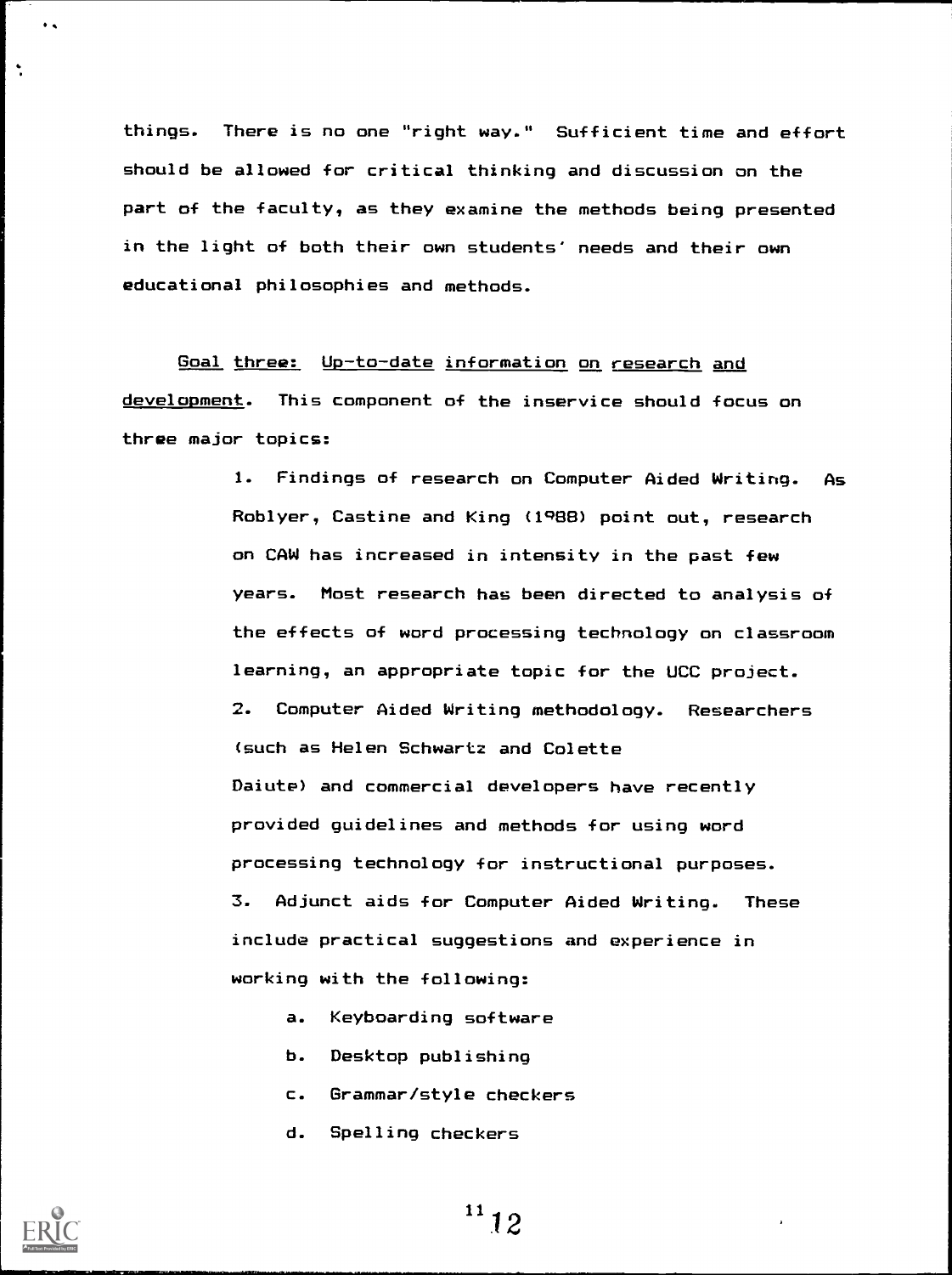things. There is no one "right way." Sufficient time and effort should be allowed for critical thinking and discussion on the part of the faculty, as they examine the methods being presented in the light of both their own students' needs and their own educational philosophies and methods.

Goal three: Up-to-date information on research and development. This component of the inservice should focus on three major topics:

1. Findings of research on Computer Aided Writing. As Roblyer, Castine and King (1988) point out, research on CAW has increased in intensity in the past few years. Most research has been directed to analysis of the effects of word processing technology on classroom learning, an appropriate topic for the UCC project.
2. Computer Aided Writing methodology. Researchers (such as Helen Schwartz and Colette Daiute) and commercial developers have recently provided guidelines and methods for using word processing technology for instructional purposes.
3. Adjunct aids for Computer Aided Writing. These include practical suggestions and experience in working with the following:
   a. Keyboarding software
   b. Desktop publishing
   c. Grammar/style checkers
   d. Spelling checkers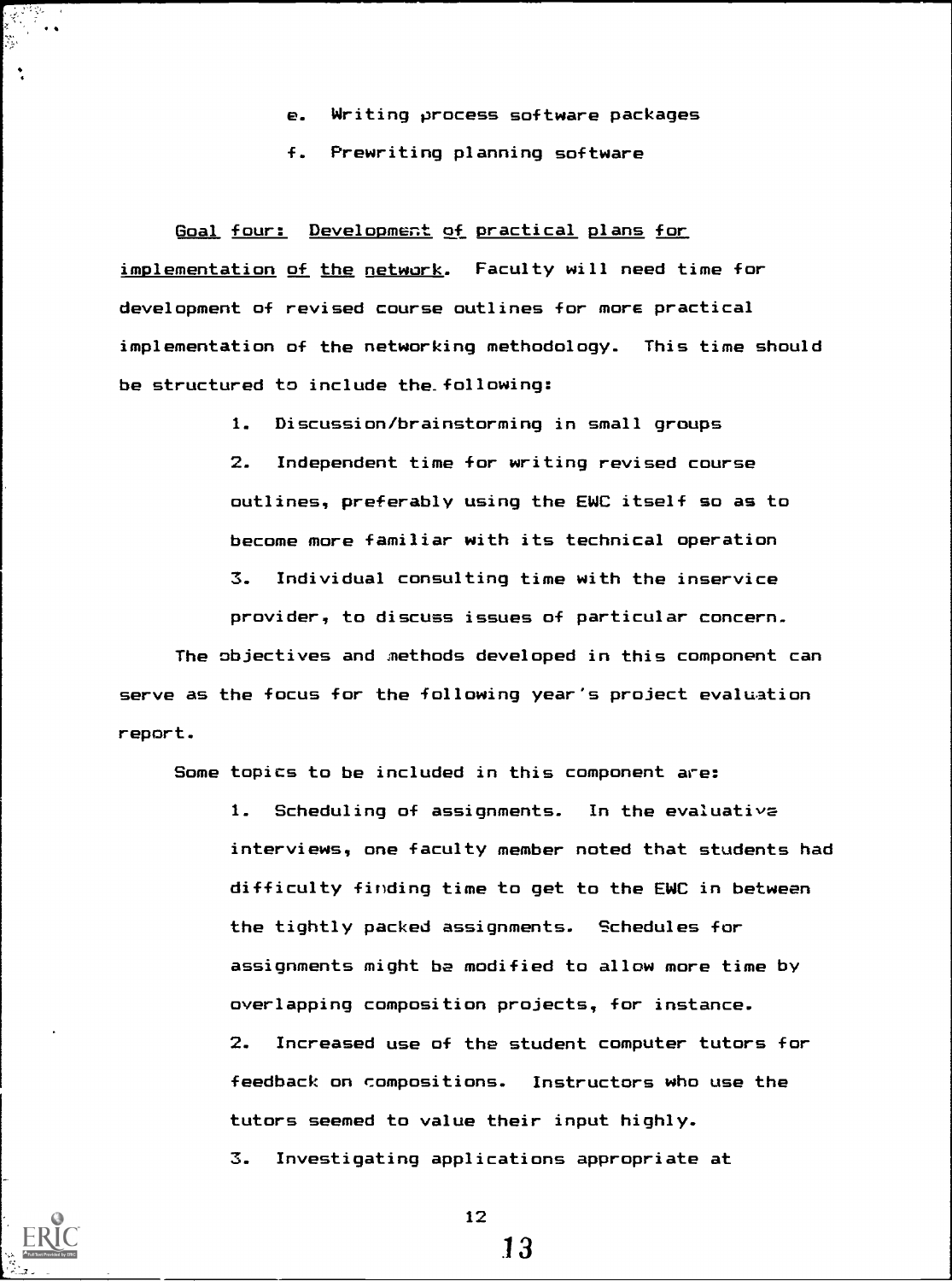e. Writing process software packages

f. Prewriting planning software

Goal four: Development of practical plans for implementation of the network. Faculty will need time for development of revised course outlines for more practical implementation of the networking methodology. This time should be structured to include the following:

1. Discussion/brainstorming in small groups
2. Independent time for writing revised course outlines, preferably using the EWC itself so as to become more familiar with its technical operation
3. Individual consulting time with the inservice provider, to discuss issues of particular concern.

The objectives and methods developed in this component can serve as the focus for the following year's project evaluation report.

Some topics to be included in this component are:

1. Scheduling of assignments. In the evaluative interviews, one faculty member noted that students had difficulty finding time to get to the EWC in between the tightly packed assignments. Schedules for assignments might be modified to allow more time by overlapping composition projects, for instance.
2. Increased use of the student computer tutors for feedback on compositions. Instructors who use the tutors seemed to value their input highly.
3. Investigating applications appropriate at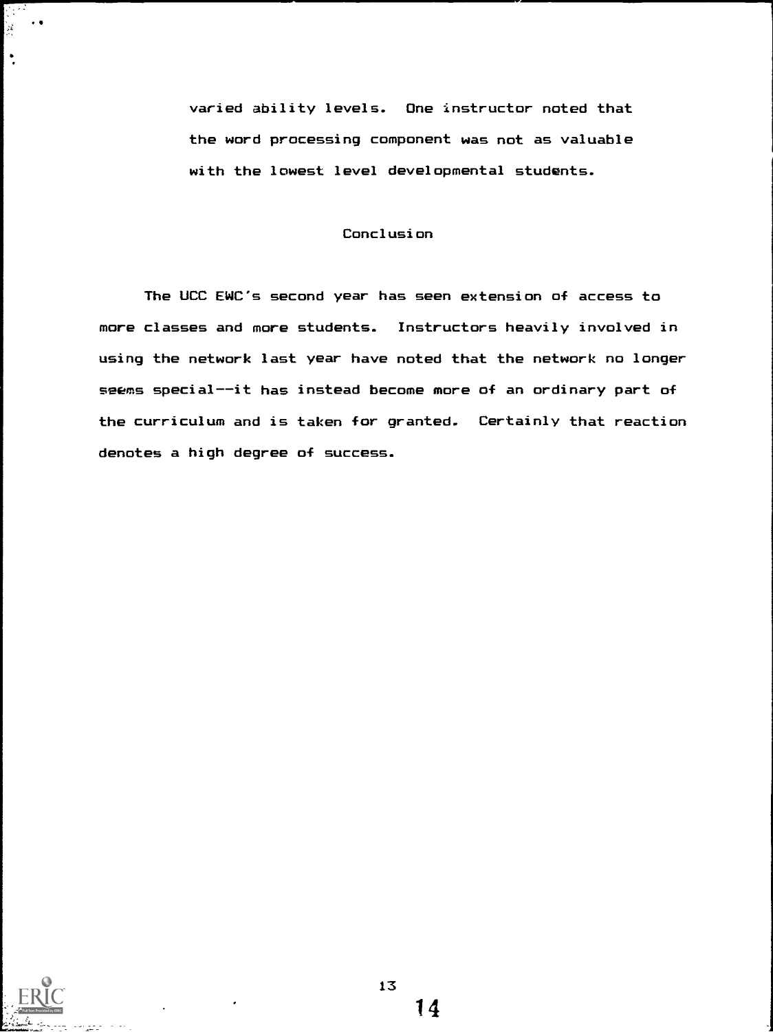varied ability levels. One instructor noted that the word processing component was not as valuable with the lowest level developmental students.

## Conclusion

The UCC EWC's second year has seen extension of access to more classes and more students. Instructors heavily involved in using the network last year have noted that the network no longer seems special--it has instead become more of an ordinary part of the curriculum and is taken for granted. Certainly that reaction denotes a high degree of success.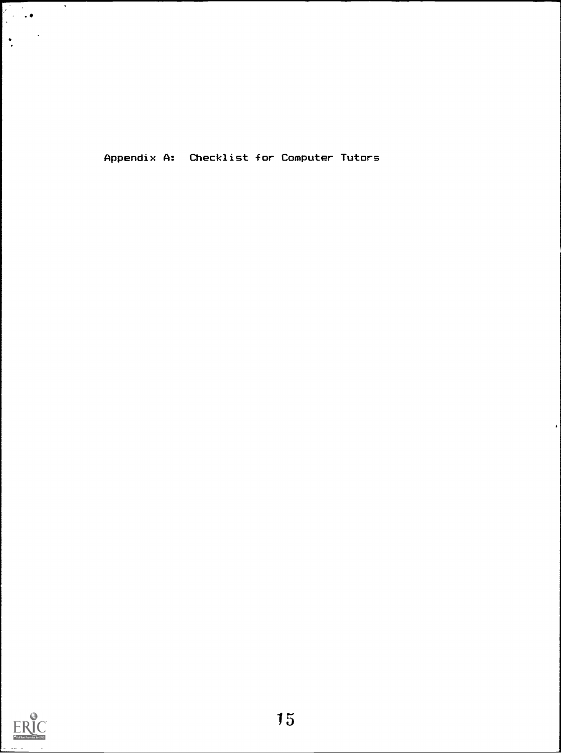# Appendix A: Checklist for Computer Tutors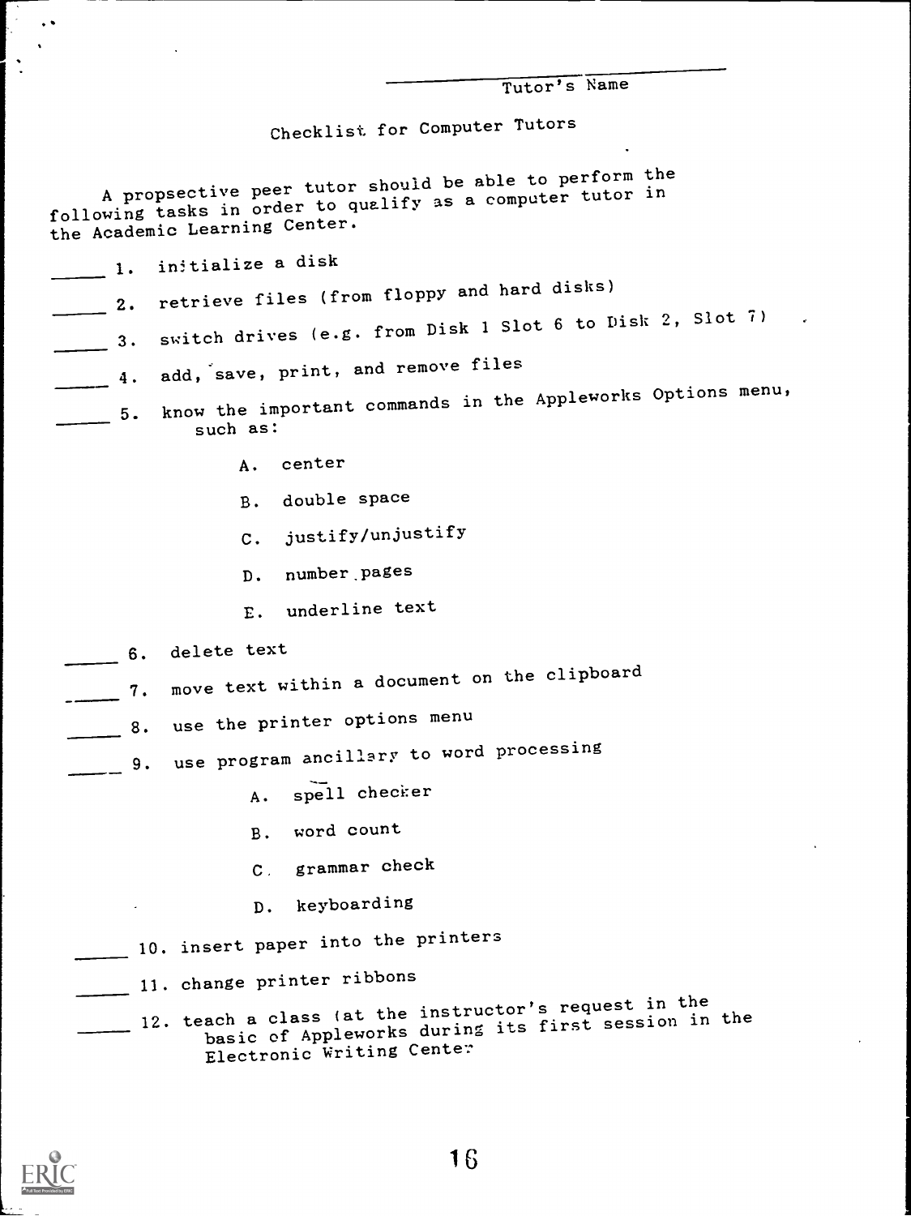\_\_\_\_\_\_\_\_\_\_\_\_\_\_\_\_\_\_\_\_\_\_\_\_
Tutor's Name

## Checklist for Computer Tutors

A propsective peer tutor should be able to perform the following tasks in order to qualify as a computer tutor in the Academic Learning Center.

\_\_\_\_\_ 1. initialize a disk

\_\_\_\_\_ 2. retrieve files (from floppy and hard disks)

\_\_\_\_\_ 3. switch drives (e.g. from Disk 1 Slot 6 to Disk 2, Slot 7)

\_\_\_\_\_ 4. add, save, print, and remove files

\_\_\_\_\_ 5. know the important commands in the Appleworks Options menu, such as:

   A. center

   B. double space

   C. justify/unjustify

   D. number pages

   E. underline text

\_\_\_\_\_ 6. delete text

\_\_\_\_\_ 7. move text within a document on the clipboard

\_\_\_\_\_ 8. use the printer options menu

\_\_\_\_\_ 9. use program ancillary to word processing

   A. spell checker

   B. word count

   C. grammar check

   D. keyboarding

\_\_\_\_\_ 10. insert paper into the printers

\_\_\_\_\_ 11. change printer ribbons

\_\_\_\_\_ 12. teach a class (at the instructor's request in the basic of Appleworks during its first session in the Electronic Writing Center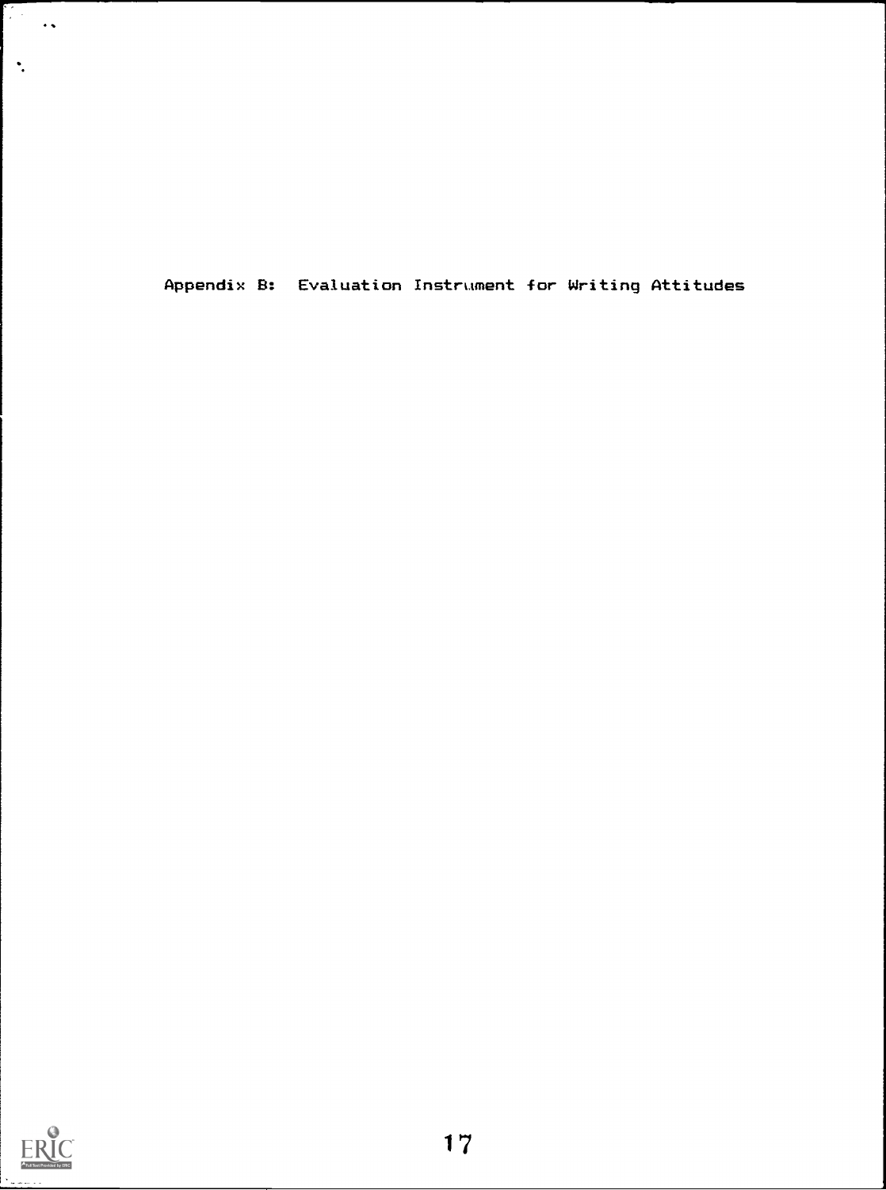# Appendix B: Evaluation Instrument for Writing Attitudes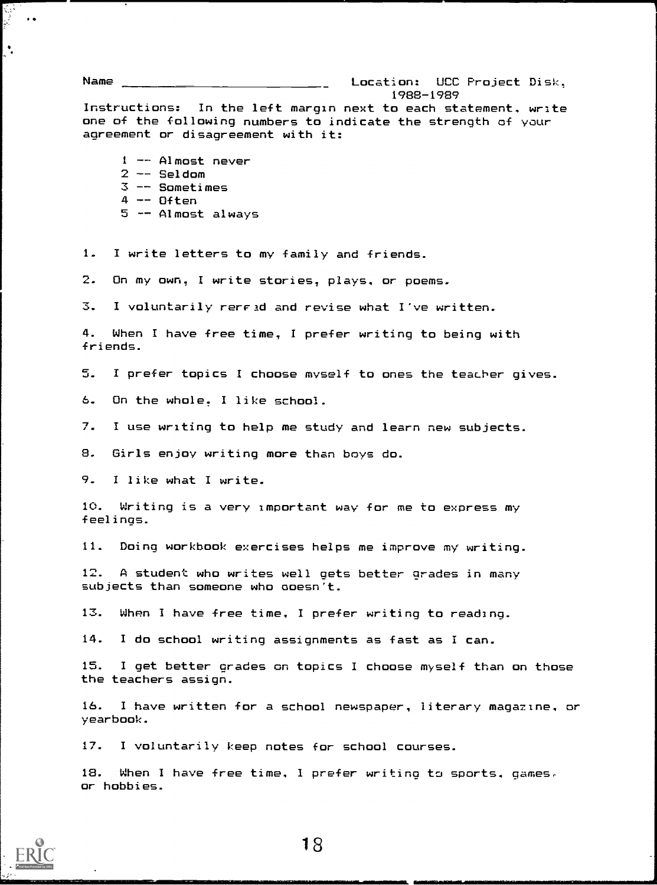Name ____________________________ Location: UCC Project Disk, 1988-1989

Instructions: In the left margin next to each statement, write one of the following numbers to indicate the strength of your agreement or disagreement with it:

1 -- Almost never
2 -- Seldom
3 -- Sometimes
4 -- Often
5 -- Almost always

1. I write letters to my family and friends.

2. On my own, I write stories, plays, or poems.

3. I voluntarily reread and revise what I've written.

4. When I have free time, I prefer writing to being with friends.

5. I prefer topics I choose myself to ones the teacher gives.

6. On the whole, I like school.

7. I use writing to help me study and learn new subjects.

8. Girls enjoy writing more than boys do.

9. I like what I write.

10. Writing is a very important way for me to express my feelings.

11. Doing workbook exercises helps me improve my writing.

12. A student who writes well gets better grades in many subjects than someone who doesn't.

13. When I have free time, I prefer writing to reading.

14. I do school writing assignments as fast as I can.

15. I get better grades on topics I choose myself than on those the teachers assign.

16. I have written for a school newspaper, literary magazine, or yearbook.

17. I voluntarily keep notes for school courses.

18. When I have free time, I prefer writing to sports, games, or hobbies.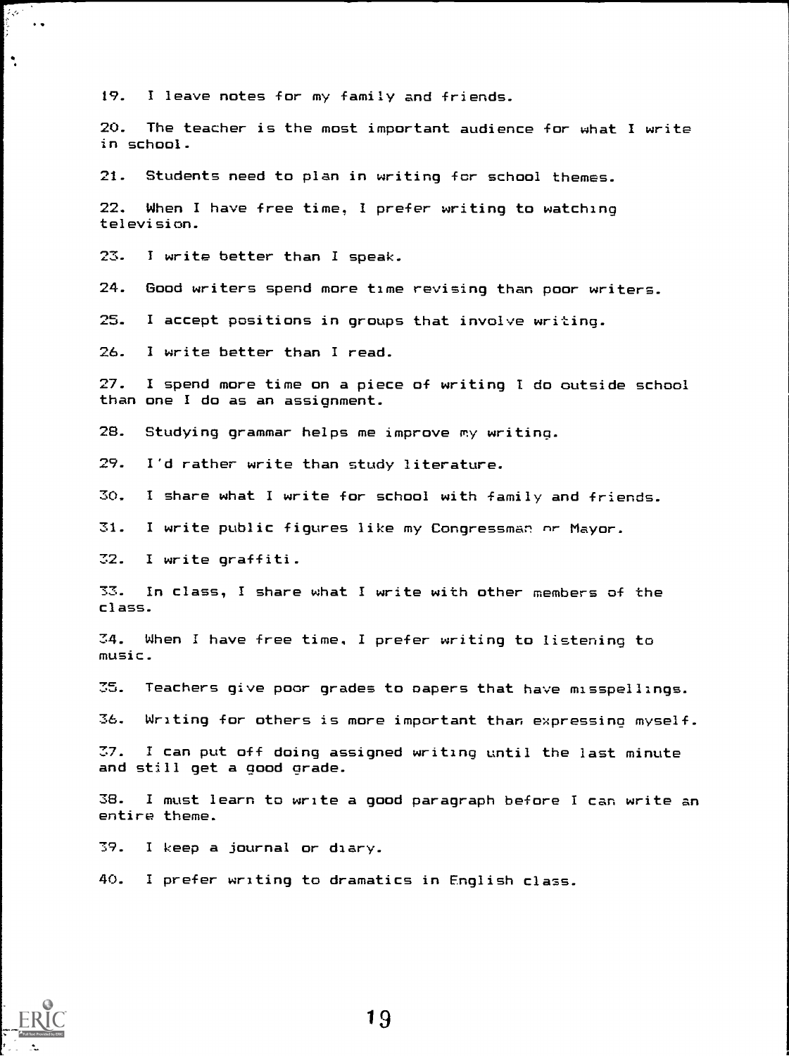19. I leave notes for my family and friends.

20. The teacher is the most important audience for what I write in school.

21. Students need to plan in writing for school themes.

22. When I have free time, I prefer writing to watching television.

23. I write better than I speak.

24. Good writers spend more time revising than poor writers.

25. I accept positions in groups that involve writing.

26. I write better than I read.

27. I spend more time on a piece of writing I do outside school than one I do as an assignment.

28. Studying grammar helps me improve my writing.

29. I'd rather write than study literature.

30. I share what I write for school with family and friends.

31. I write public figures like my Congressman or Mayor.

32. I write graffiti.

33. In class, I share what I write with other members of the class.

34. When I have free time, I prefer writing to listening to music.

35. Teachers give poor grades to papers that have misspellings.

36. Writing for others is more important than expressing myself.

37. I can put off doing assigned writing until the last minute and still get a good grade.

38. I must learn to write a good paragraph before I can write an entire theme.

39. I keep a journal or diary.

40. I prefer writing to dramatics in English class.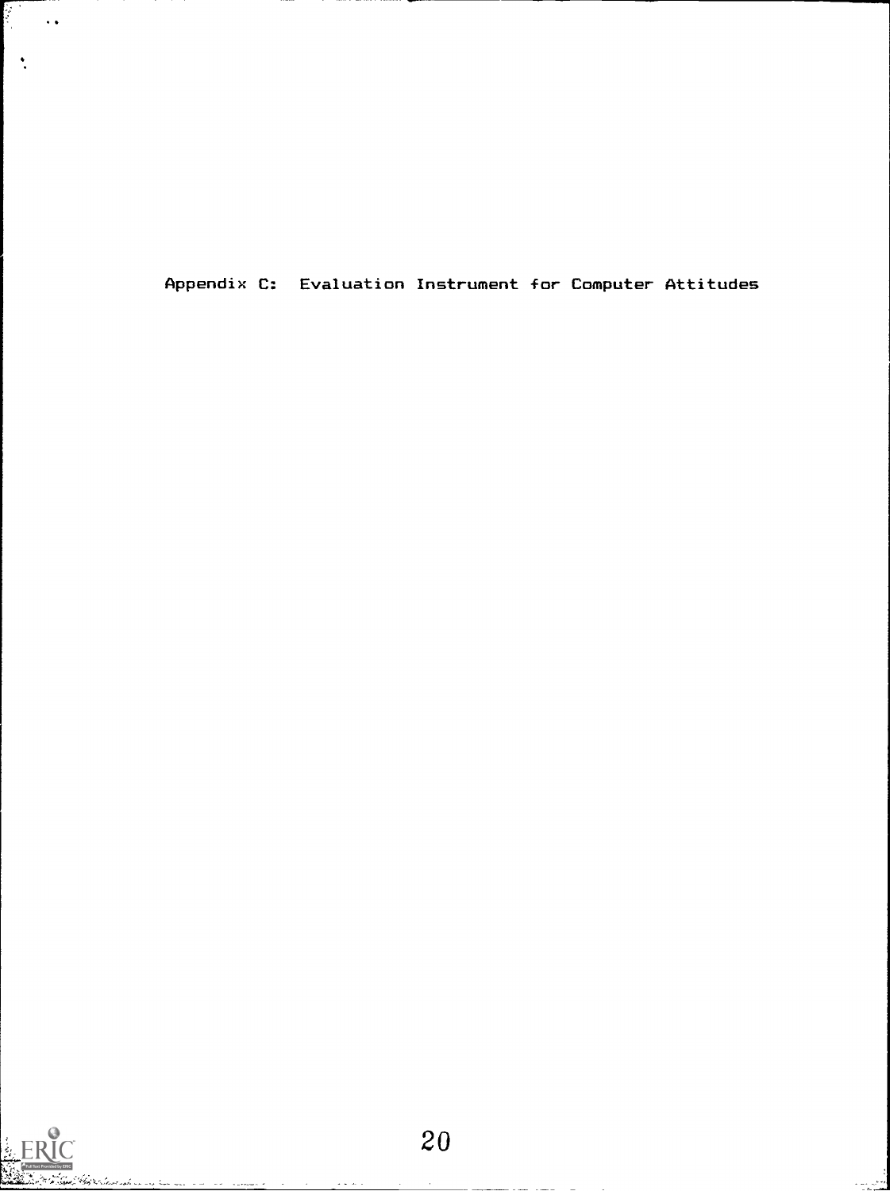# Appendix C: Evaluation Instrument for Computer Attitudes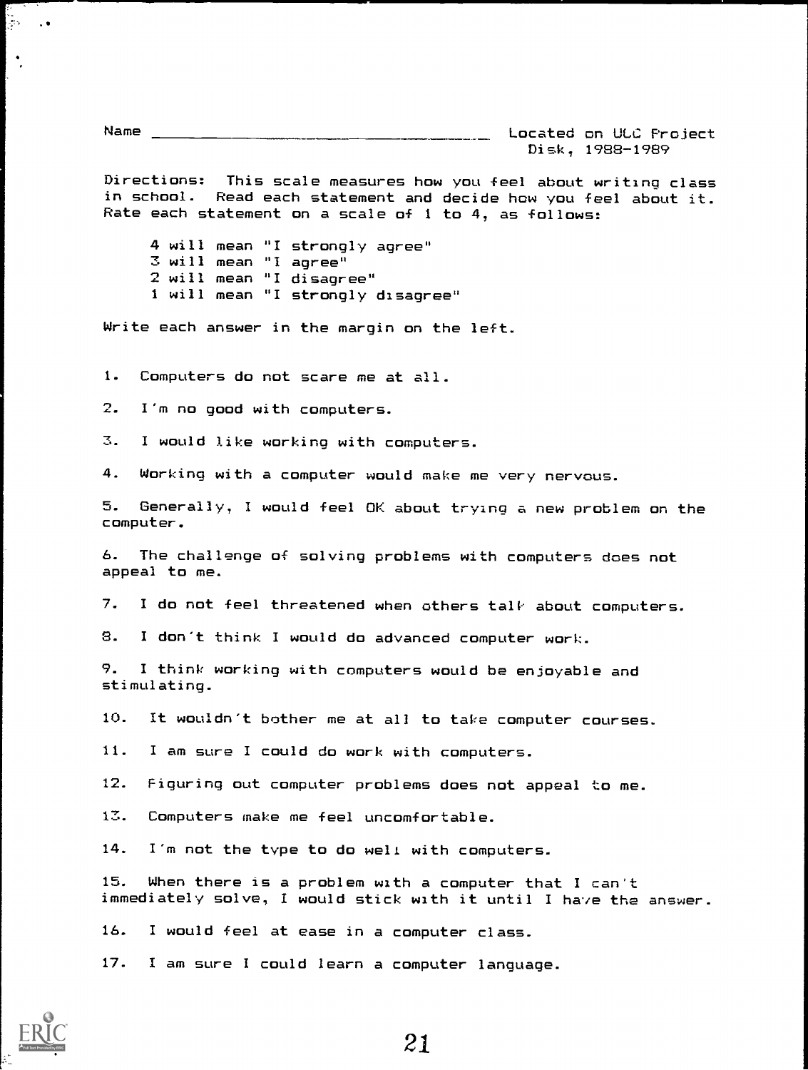Name ______________________________ Located on ULC Project Disk, 1988-1989

Directions: This scale measures how you feel about writing class in school. Read each statement and decide how you feel about it. Rate each statement on a scale of 1 to 4, as follows:

- 4 will mean "I strongly agree"
- 3 will mean "I agree"
- 2 will mean "I disagree"
- 1 will mean "I strongly disagree"

Write each answer in the margin on the left.

1. Computers do not scare me at all.

2. I'm no good with computers.

3. I would like working with computers.

4. Working with a computer would make me very nervous.

5. Generally, I would feel OK about trying a new problem on the computer.

6. The challenge of solving problems with computers does not appeal to me.

7. I do not feel threatened when others talk about computers.

8. I don't think I would do advanced computer work.

9. I think working with computers would be enjoyable and stimulating.

10. It wouldn't bother me at all to take computer courses.

11. I am sure I could do work with computers.

12. Figuring out computer problems does not appeal to me.

13. Computers make me feel uncomfortable.

14. I'm not the type to do well with computers.

15. When there is a problem with a computer that I can't immediately solve, I would stick with it until I have the answer.

16. I would feel at ease in a computer class.

17. I am sure I could learn a computer language.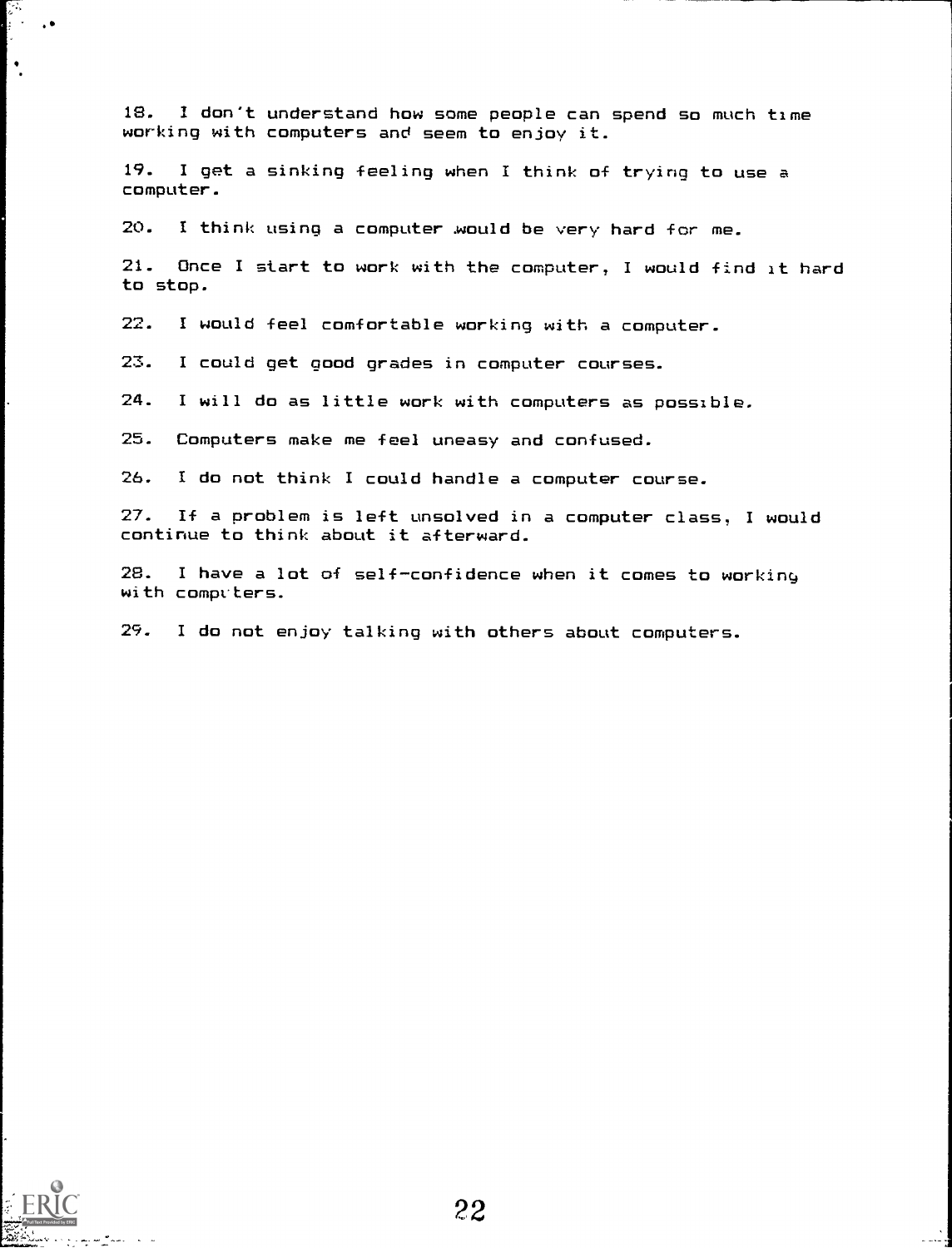18. I don't understand how some people can spend so much time working with computers and seem to enjoy it.

19. I get a sinking feeling when I think of trying to use a computer.

20. I think using a computer would be very hard for me.

21. Once I start to work with the computer, I would find it hard to stop.

22. I would feel comfortable working with a computer.

23. I could get good grades in computer courses.

24. I will do as little work with computers as possible.

25. Computers make me feel uneasy and confused.

26. I do not think I could handle a computer course.

27. If a problem is left unsolved in a computer class, I would continue to think about it afterward.

28. I have a lot of self-confidence when it comes to working with computers.

29. I do not enjoy talking with others about computers.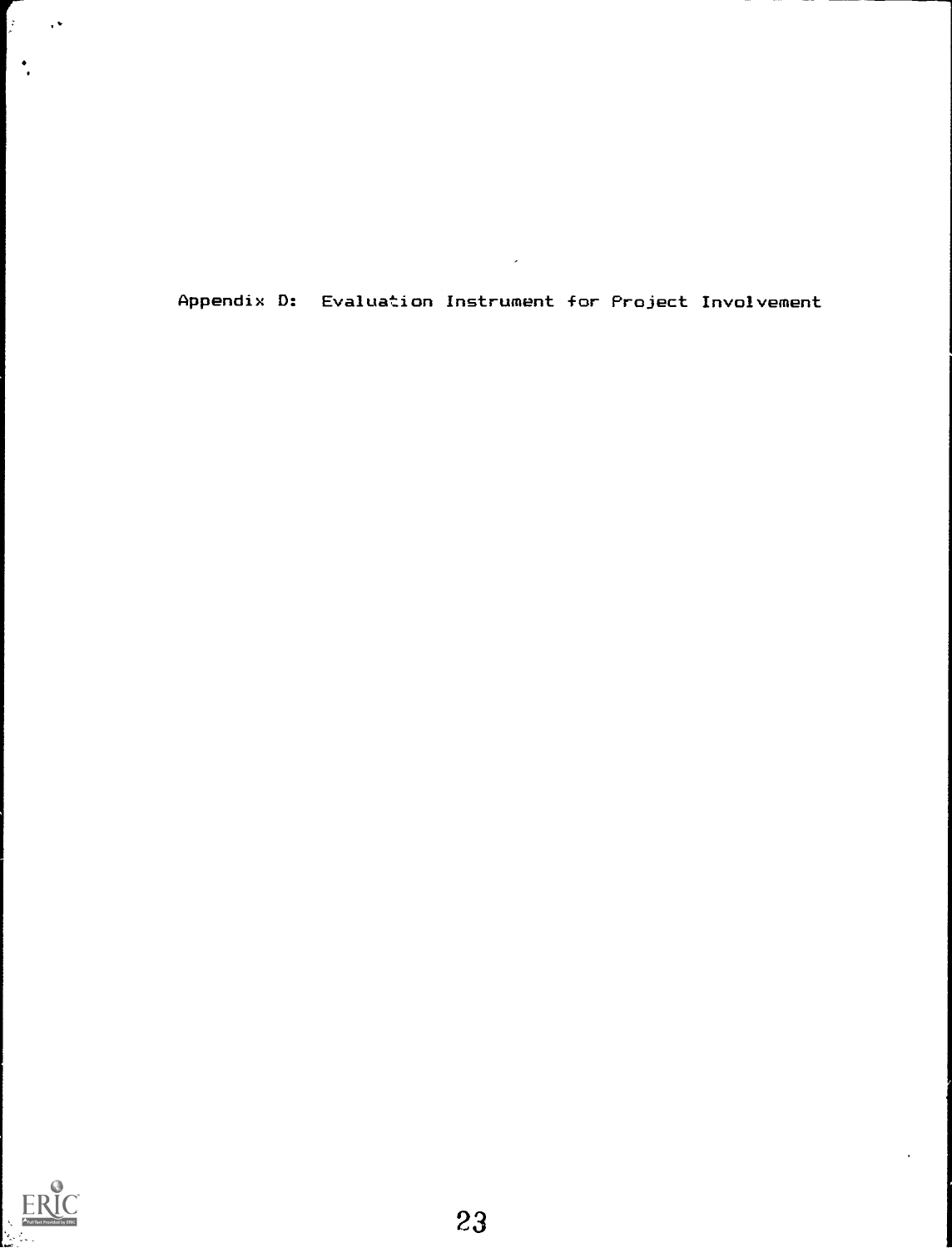# Appendix D: Evaluation Instrument for Project Involvement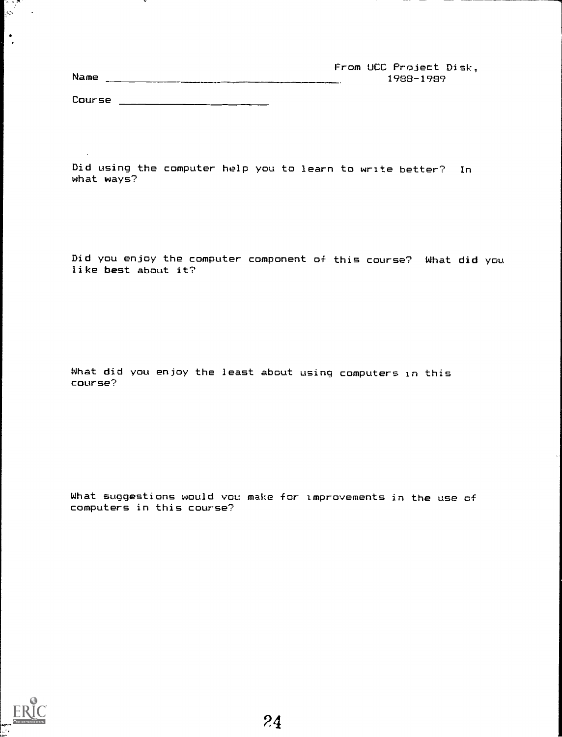From UCC Project Disk,
1988-1989

Name ______________________________

Course ____________________

Did using the computer help you to learn to write better? In what ways?

Did you enjoy the computer component of this course? What did you like best about it?

What did you enjoy the least about using computers in this course?

What suggestions would you make for improvements in the use of computers in this course?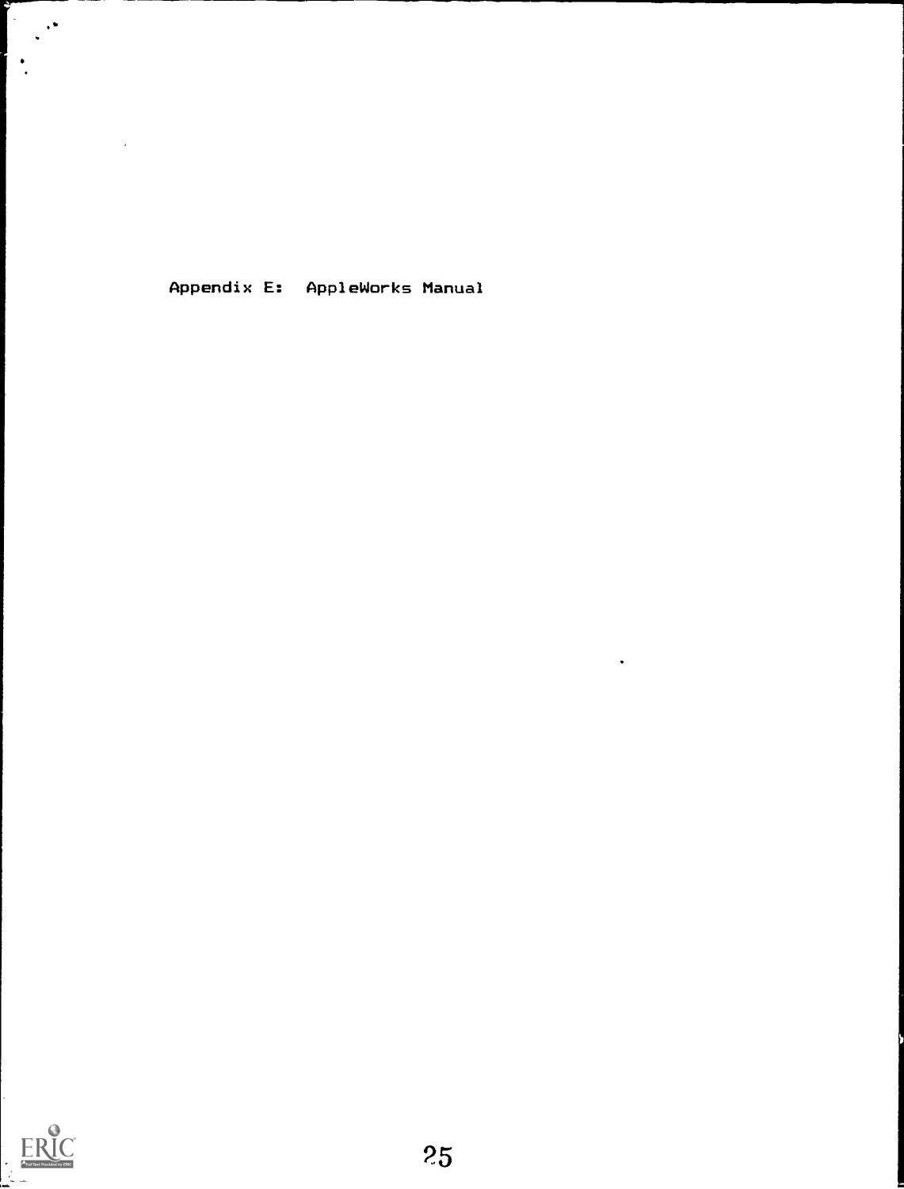Appendix E: AppleWorks Manual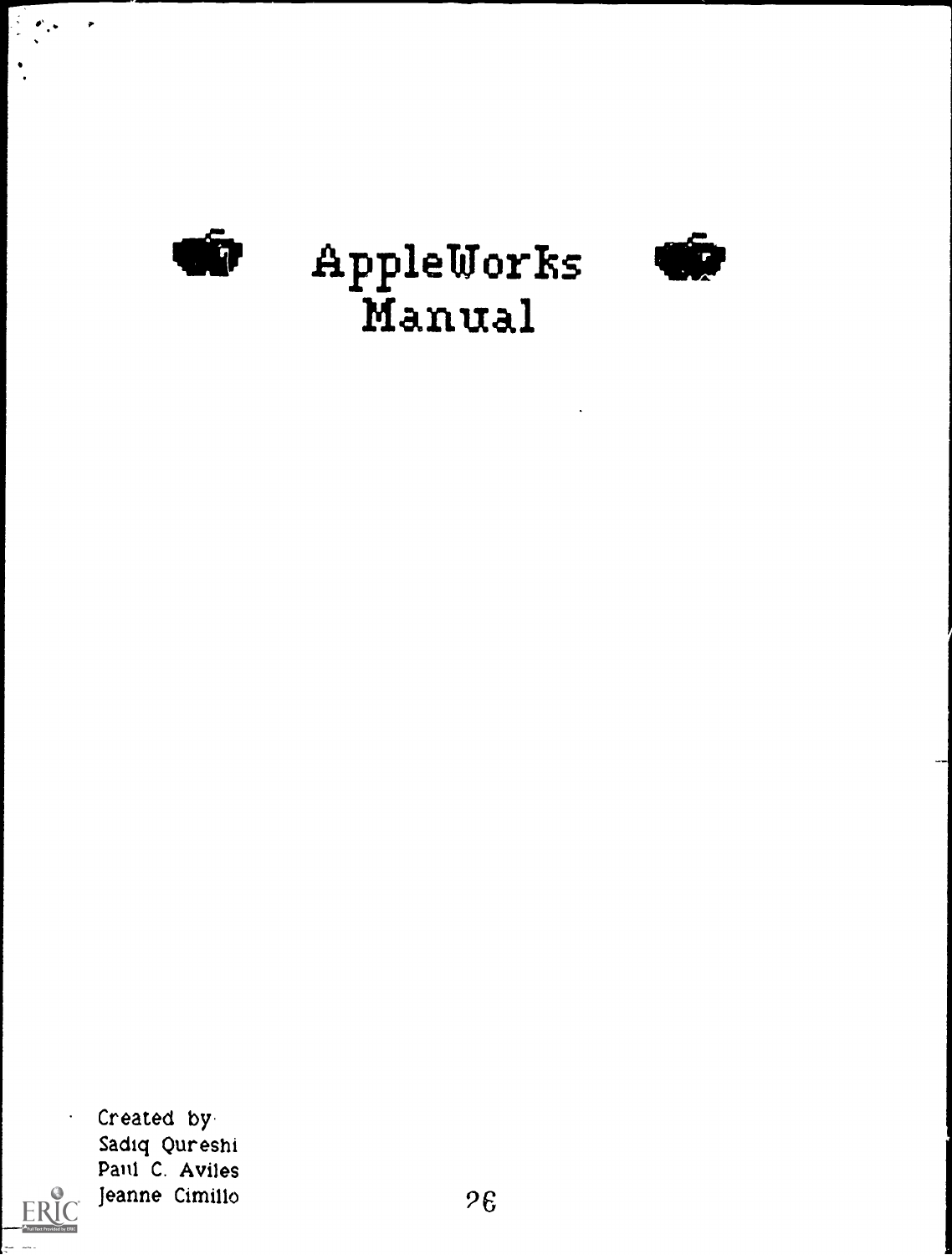# AppleWorks Manual

Created by
Sadiq Qureshi
Paul C. Aviles
Jeanne Cimillo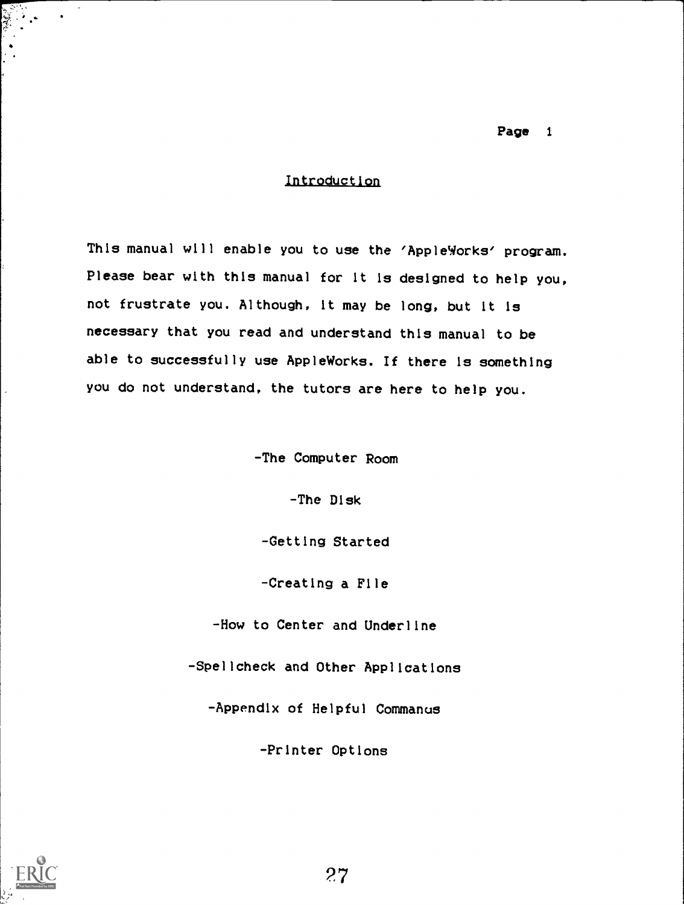## Introduction

This manual will enable you to use the 'AppleWorks' program. Please bear with this manual for it is designed to help you, not frustrate you. Although, it may be long, but it is necessary that you read and understand this manual to be able to successfully use AppleWorks. If there is something you do not understand, the tutors are here to help you.

-The Computer Room

-The Disk

-Getting Started

-Creating a File

-How to Center and Underline

-Spellcheck and Other Applications

-Appendix of Helpful Commanus

-Printer Options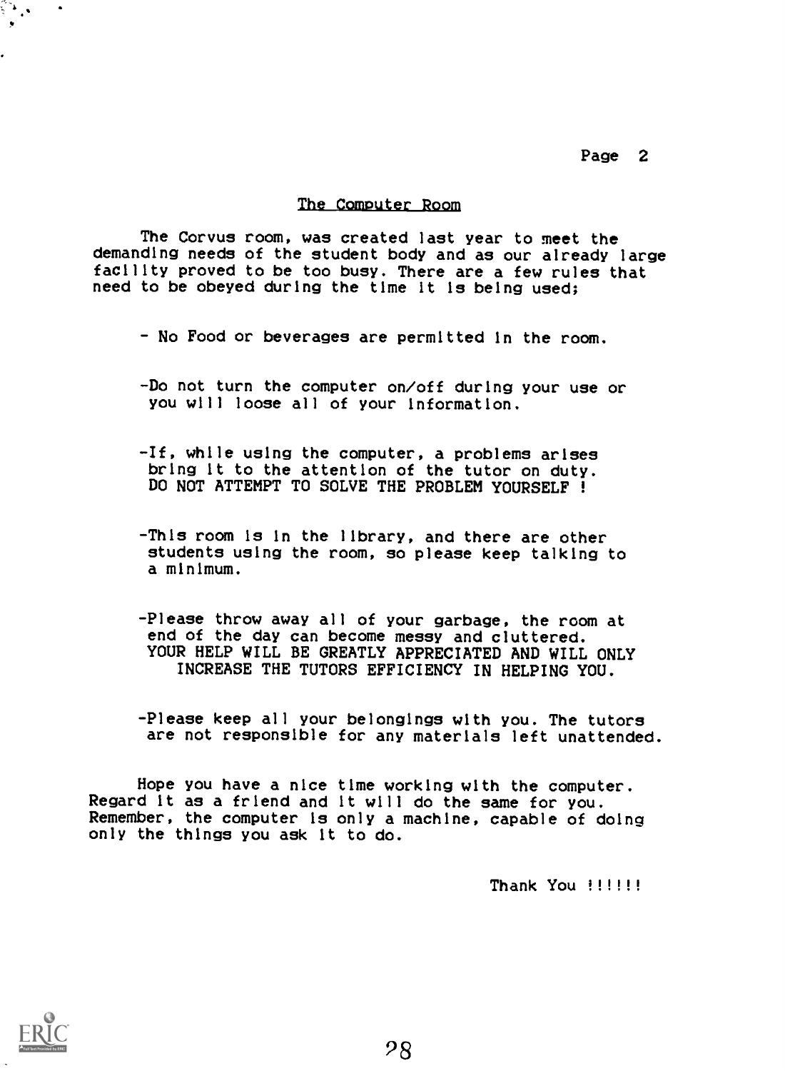## The Computer Room

The Corvus room, was created last year to meet the demanding needs of the student body and as our already large facility proved to be too busy. There are a few rules that need to be obeyed during the time it is being used;

- No Food or beverages are permitted in the room.

- Do not turn the computer on/off during your use or you will loose all of your information.

- If, while using the computer, a problems arises bring it to the attention of the tutor on duty. DO NOT ATTEMPT TO SOLVE THE PROBLEM YOURSELF !

- This room is in the library, and there are other students using the room, so please keep talking to a minimum.

- Please throw away all of your garbage, the room at end of the day can become messy and cluttered. YOUR HELP WILL BE GREATLY APPRECIATED AND WILL ONLY INCREASE THE TUTORS EFFICIENCY IN HELPING YOU.

- Please keep all your belongings with you. The tutors are not responsible for any materials left unattended.

Hope you have a nice time working with the computer. Regard it as a friend and it will do the same for you. Remember, the computer is only a machine, capable of doing only the things you ask it to do.

Thank You !!!!!!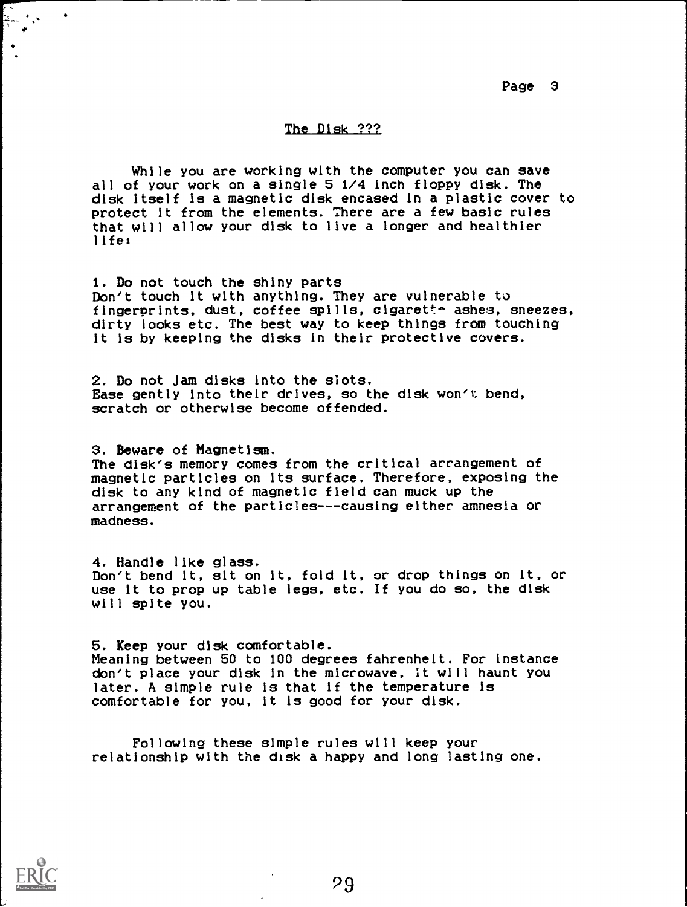## The Disk ???

While you are working with the computer you can save all of your work on a single 5 1/4 inch floppy disk. The disk itself is a magnetic disk encased in a plastic cover to protect it from the elements. There are a few basic rules that will allow your disk to live a longer and healthier life:

1. Do not touch the shiny parts
Don't touch it with anything. They are vulnerable to fingerprints, dust, coffee spills, cigarette ashes, sneezes, dirty looks etc. The best way to keep things from touching it is by keeping the disks in their protective covers.

2. Do not jam disks into the slots.
Ease gently into their drives, so the disk won't bend, scratch or otherwise become offended.

3. Beware of Magnetism.
The disk's memory comes from the critical arrangement of magnetic particles on its surface. Therefore, exposing the disk to any kind of magnetic field can muck up the arrangement of the particles---causing either amnesia or madness.

4. Handle like glass.
Don't bend it, sit on it, fold it, or drop things on it, or use it to prop up table legs, etc. If you do so, the disk will spite you.

5. Keep your disk comfortable.
Meaning between 50 to 100 degrees fahrenheit. For instance don't place your disk in the microwave, it will haunt you later. A simple rule is that if the temperature is comfortable for you, it is good for your disk.

Following these simple rules will keep your relationship with the disk a happy and long lasting one.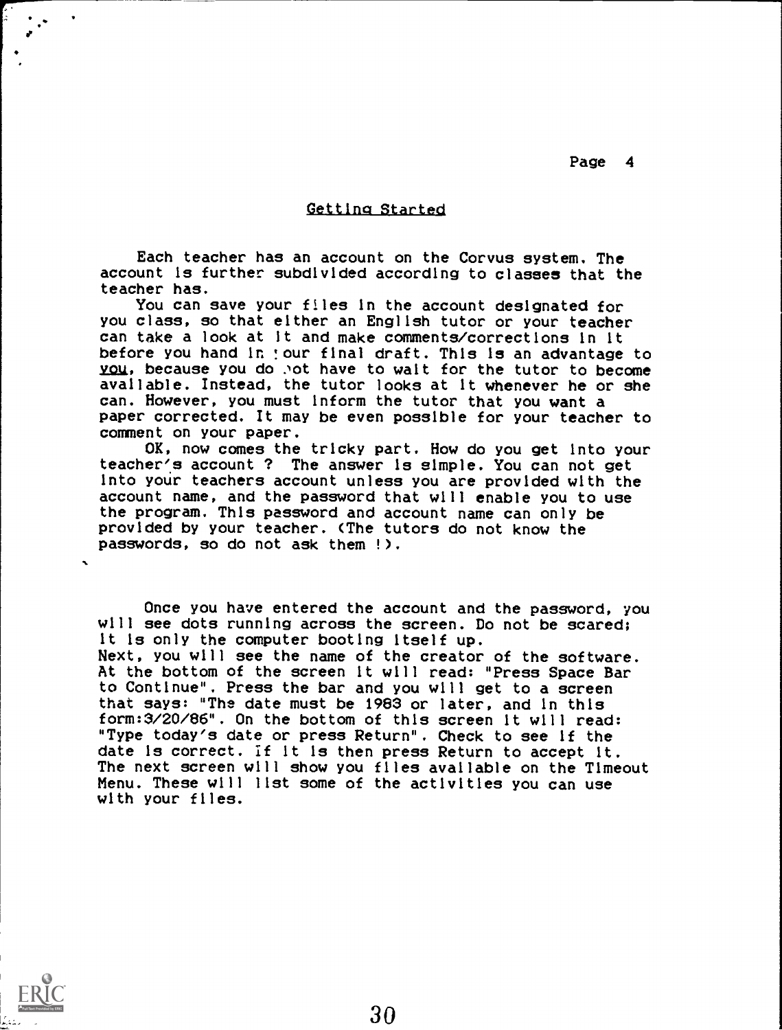## Getting Started

Each teacher has an account on the Corvus system. The account is further subdivided according to classes that the teacher has.

You can save your files in the account designated for you class, so that either an English tutor or your teacher can take a look at it and make comments/corrections in it before you hand in your final draft. This is an advantage to you, because you do not have to wait for the tutor to become available. Instead, the tutor looks at it whenever he or she can. However, you must inform the tutor that you want a paper corrected. It may be even possible for your teacher to comment on your paper.

OK, now comes the tricky part. How do you get into your teacher's account ? The answer is simple. You can not get into your teachers account unless you are provided with the account name, and the password that will enable you to use the program. This password and account name can only be provided by your teacher. (The tutors do not know the passwords, so do not ask them !).

Once you have entered the account and the password, you will see dots running across the screen. Do not be scared; it is only the computer booting itself up.
Next, you will see the name of the creator of the software. At the bottom of the screen it will read: "Press Space Bar to Continue". Press the bar and you will get to a screen that says: "The date must be 1983 or later, and in this form:3/20/86". On the bottom of this screen it will read: "Type today's date or press Return". Check to see if the date is correct. If it is then press Return to accept it. The next screen will show you files available on the Timeout Menu. These will list some of the activities you can use with your files.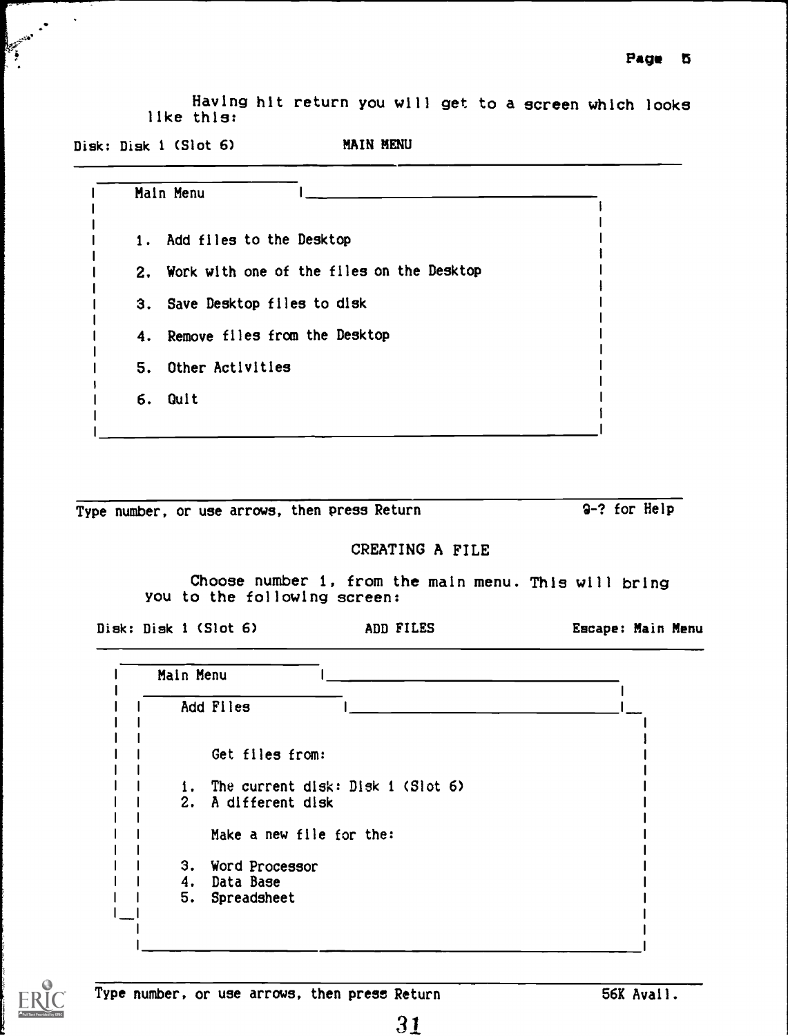Having hit return you will get to a screen which looks like this:

```
Disk: Disk 1 (Slot 6)          MAIN MENU
________________________________________________________________

 |    Main Menu            |________________________________
 |                                                          |
 |                                                          |
 |    1.  Add files to the Desktop                          |
 |                                                          |
 |    2.  Work with one of the files on the Desktop         |
 |                                                          |
 |    3.  Save Desktop files to disk                        |
 |                                                          |
 |    4.  Remove files from the Desktop                     |
 |                                                          |
 |    5.  Other Activities                                  |
 |                                                          |
 |    6.  Quit                                              |
 |                                                          |
 |__________________________________________________________|

________________________________________________________________
Type number, or use arrows, then press Return        @-? for Help
```

## CREATING A FILE

Choose number 1, from the main menu. This will bring you to the following screen:

```
Disk: Disk 1 (Slot 6)          ADD FILES          Escape: Main Menu
____________________________________________________________________

 |    Main Menu            |________________________________
 |   _____________________                                  |
 | |    Add Files          |________________________________|__
 | |                                                           |
 | |                                                           |
 | |       Get files from:                                     |
 | |                                                           |
 | |    1.  The current disk: Disk 1 (Slot 6)                  |
 | |    2.  A different disk                                   |
 | |                                                           |
 | |       Make a new file for the:                            |
 | |                                                           |
 | |    3.  Word Processor                                     |
 | |    4.  Data Base                                          |
 | |    5.  Spreadsheet                                        |
 |_|                                                           |
   |                                                           |
   |___________________________________________________________|

____________________________________________________________________
Type number, or use arrows, then press Return             56K Avail.
```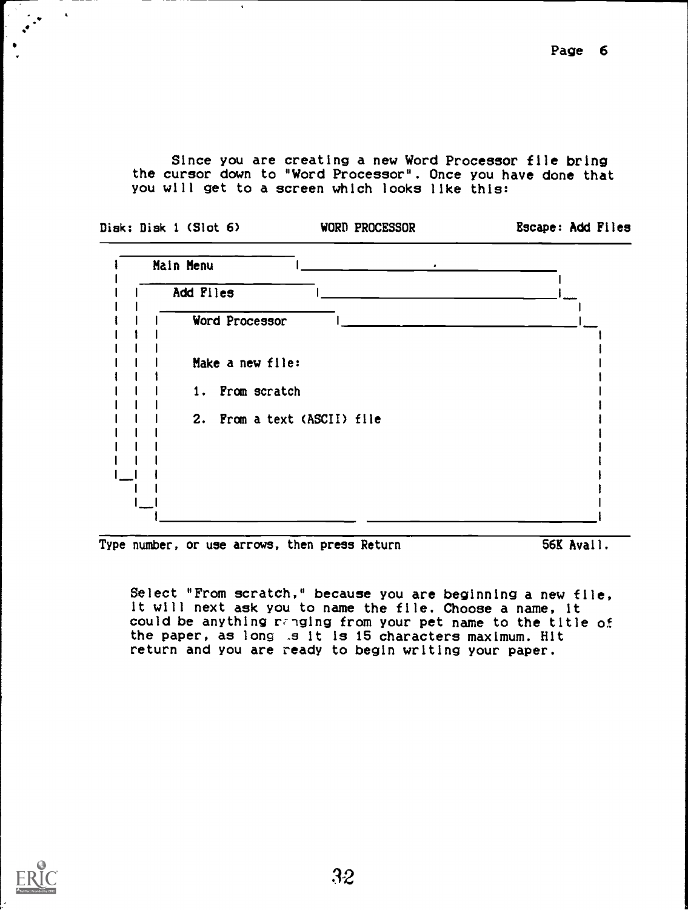Since you are creating a new Word Processor file bring the cursor down to "Word Processor". Once you have done that you will get to a screen which looks like this:

```
Disk: Disk 1 (Slot 6)          WORD PROCESSOR          Escape: Add Files
------------------------------------------------------------------------
 Main Menu
   Add Files
     Word Processor

     Make a new file:

     1.  From scratch

     2.  From a text (ASCII) file

------------------------------------------------------------------------
Type number, or use arrows, then press Return                56K Avail.
```

Select "From scratch," because you are beginning a new file, it will next ask you to name the file. Choose a name, it could be anything ranging from your pet name to the title of the paper, as long as it is 15 characters maximum. Hit return and you are ready to begin writing your paper.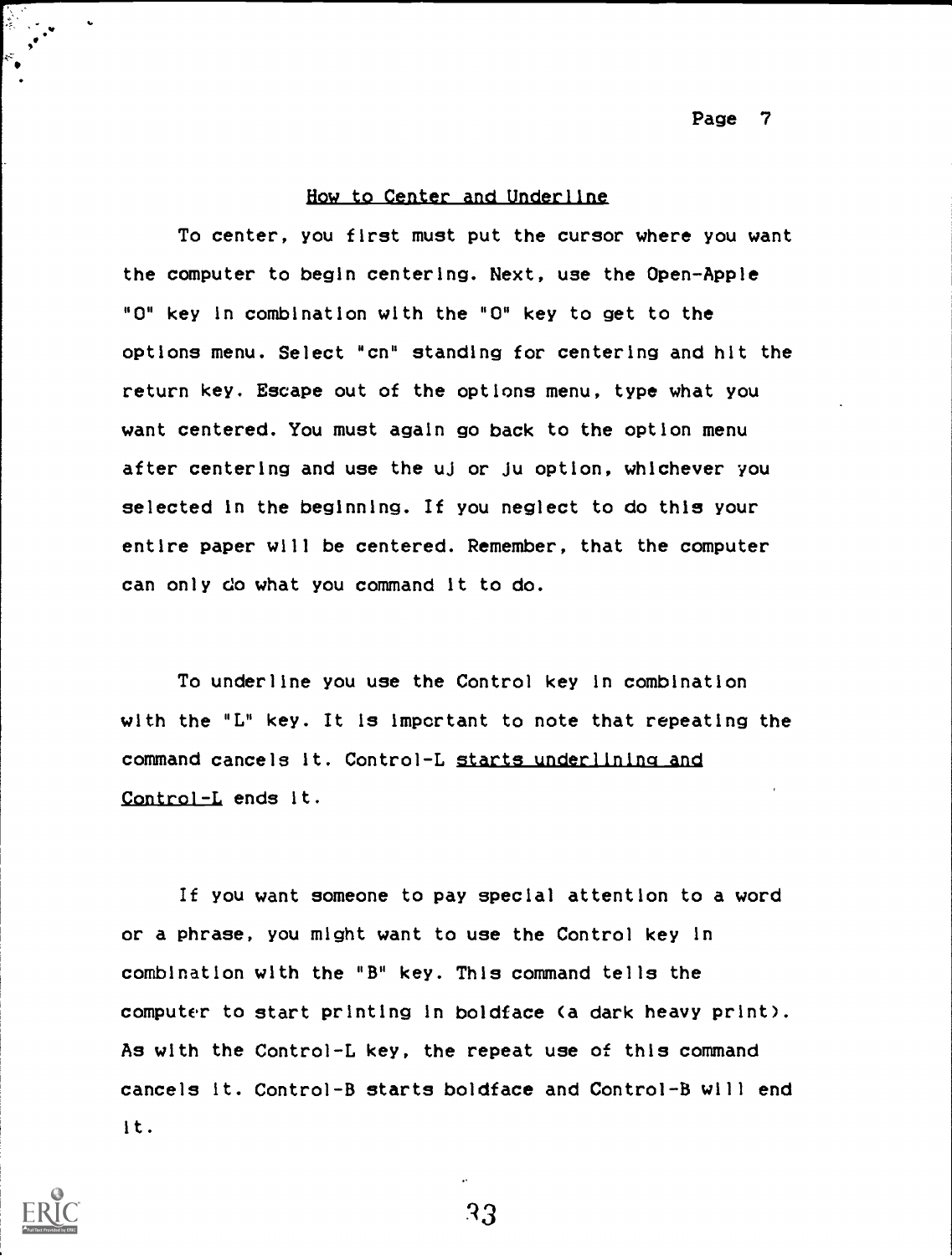## How to Center and Underline

To center, you first must put the cursor where you want the computer to begin centering. Next, use the Open-Apple "O" key in combination with the "O" key to get to the options menu. Select "cn" standing for centering and hit the return key. Escape out of the options menu, type what you want centered. You must again go back to the option menu after centering and use the uj or ju option, whichever you selected in the beginning. If you neglect to do this your entire paper will be centered. Remember, that the computer can only do what you command it to do.

To underline you use the Control key in combination with the "L" key. It is important to note that repeating the command cancels it. Control-L <u>starts underlining and Control-L</u> ends it.

If you want someone to pay special attention to a word or a phrase, you might want to use the Control key in combination with the "B" key. This command tells the computer to start printing in boldface (a dark heavy print). As with the Control-L key, the repeat use of this command cancels it. Control-B starts boldface and Control-B will end it.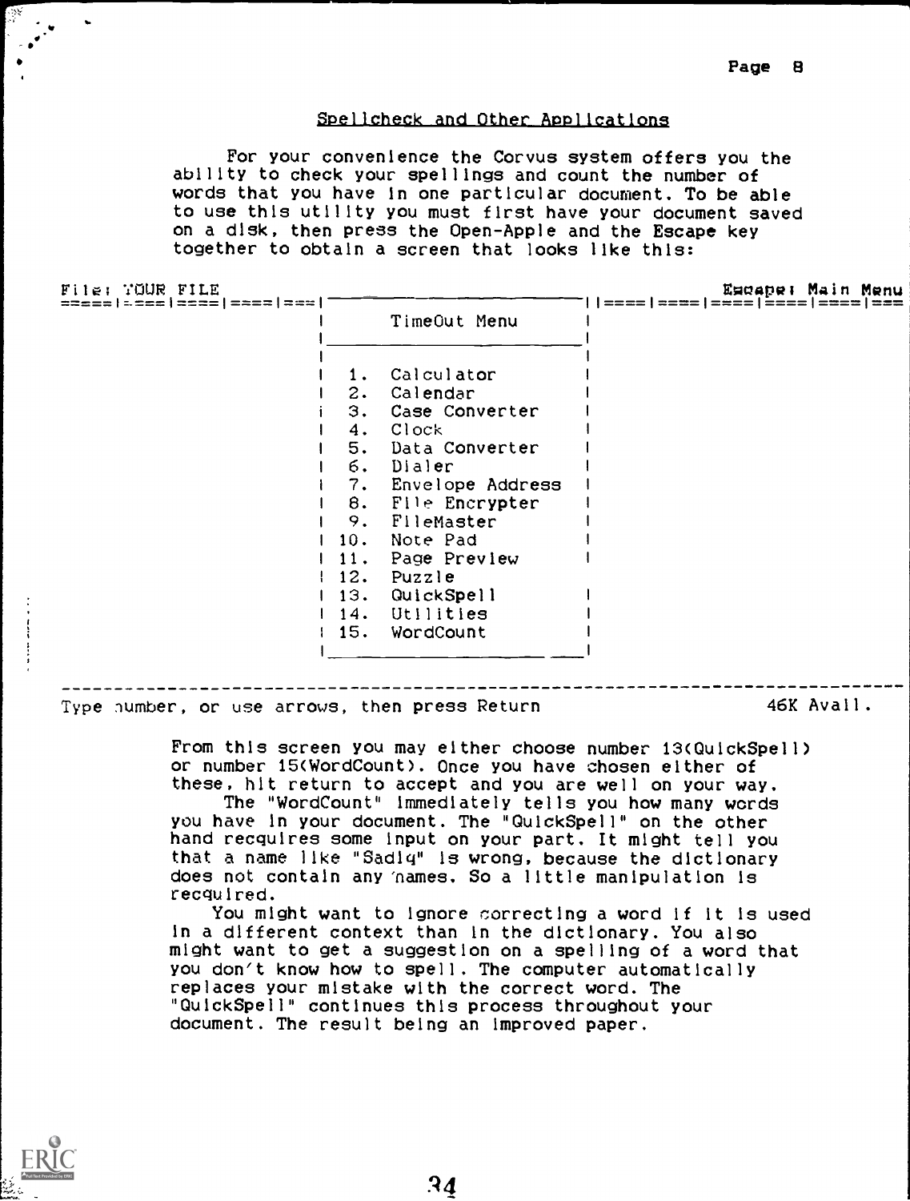## Spellcheck and Other Applications

For your convenience the Corvus system offers you the ability to check your spellings and count the number of words that you have in one particular document. To be able to use this utility you must first have your document saved on a disk, then press the Open-Apple and the Escape key together to obtain a screen that looks like this:

```
File: YOUR FILE                                                          Escape: Main Menu
=====|====|====|====|===|  ____________________  ||====|====|====|====|====|===
                         |      TimeOut Menu     |
                         |_______________________|
                         |                       |
                         |  1.  Calculator       |
                         |  2.  Calendar         |
                         |  3.  Case Converter   |
                         |  4.  Clock            |
                         |  5.  Data Converter   |
                         |  6.  Dialer           |
                         |  7.  Envelope Address |
                         |  8.  File Encrypter   |
                         |  9.  FileMaster       |
                         | 10.  Note Pad         |
                         | 11.  Page Preview     |
                         | 12.  Puzzle
                         | 13.  QuickSpell       |
                         | 14.  Utilities        |
                         | 15.  WordCount        |
                         |_______________________|
----------------------------------------------------------------------------------
Type number, or use arrows, then press Return                            46K Avail.
```

From this screen you may either choose number 13(QuickSpell) or number 15(WordCount). Once you have chosen either of these, hit return to accept and you are well on your way.

The "WordCount" immediately tells you how many words you have in your document. The "QuickSpell" on the other hand recquires some input on your part. It might tell you that a name like "Sadiq" is wrong, because the dictionary does not contain any names. So a little manipulation is recquired.

You might want to ignore correcting a word if it is used in a different context than in the dictionary. You also might want to get a suggestion on a spelling of a word that you don't know how to spell. The computer automatically replaces your mistake with the correct word. The "QuickSpell" continues this process throughout your document. The result being an improved paper.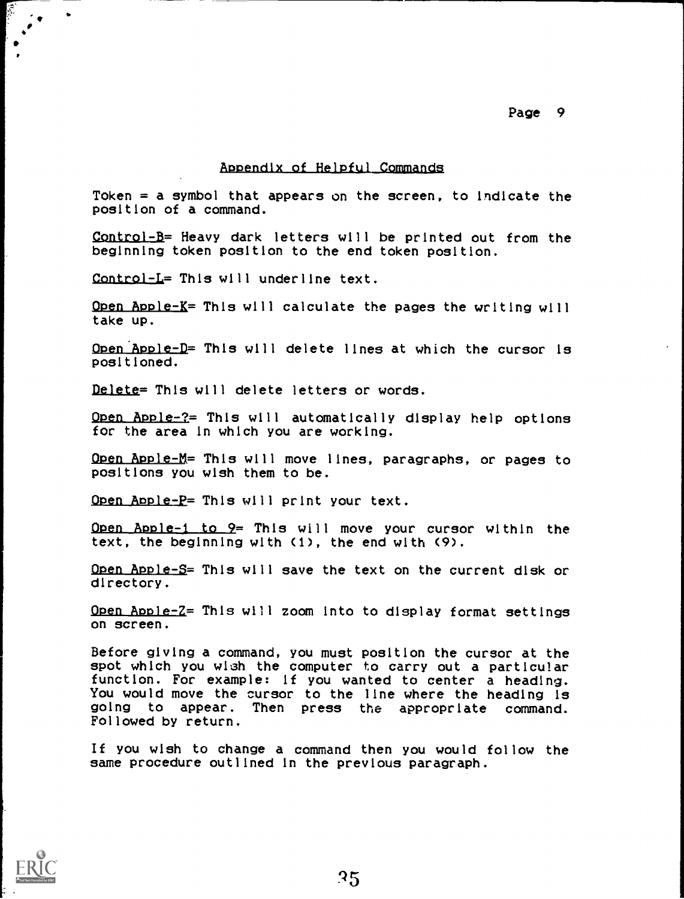## Appendix of Helpful Commands

Token = a symbol that appears on the screen, to indicate the position of a command.

Control-B= Heavy dark letters will be printed out from the beginning token position to the end token position.

Control-L= This will underline text.

Open Apple-K= This will calculate the pages the writing will take up.

Open Apple-D= This will delete lines at which the cursor is positioned.

Delete= This will delete letters or words.

Open Apple-?= This will automatically display help options for the area in which you are working.

Open Apple-M= This will move lines, paragraphs, or pages to positions you wish them to be.

Open Apple-P= This will print your text.

Open Apple-1 to 9= This will move your cursor within the text, the beginning with (1), the end with (9).

Open Apple-S= This will save the text on the current disk or directory.

Open Apple-Z= This will zoom into to display format settings on screen.

Before giving a command, you must position the cursor at the spot which you wish the computer to carry out a particular function. For example: if you wanted to center a heading. You would move the cursor to the line where the heading is going to appear. Then press the appropriate command. Followed by return.

If you wish to change a command then you would follow the same procedure outlined in the previous paragraph.